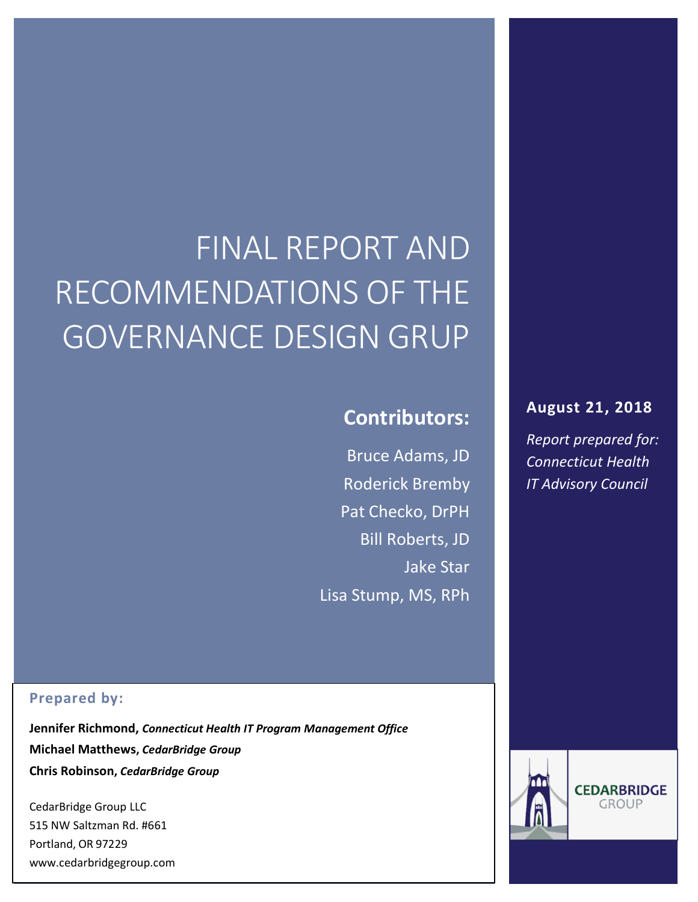# FINAL REPORT AND RECOMMENDATIONS OF THE GOVERNANCE DESIGN GRUP

## Contributors:

Bruce Adams, JD
Roderick Bremby
Pat Checko, DrPH
Bill Roberts, JD
Jake Star
Lisa Stump, MS, RPh

**August 21, 2018**

*Report prepared for: Connecticut Health IT Advisory Council*

**Prepared by:**

**Jennifer Richmond,** ***Connecticut Health IT Program Management Office***
**Michael Matthews,** ***CedarBridge Group***
**Chris Robinson,** ***CedarBridge Group***

CedarBridge Group LLC
515 NW Saltzman Rd. #661
Portland, OR 97229
www.cedarbridgegroup.com

CEDARBRIDGE GROUP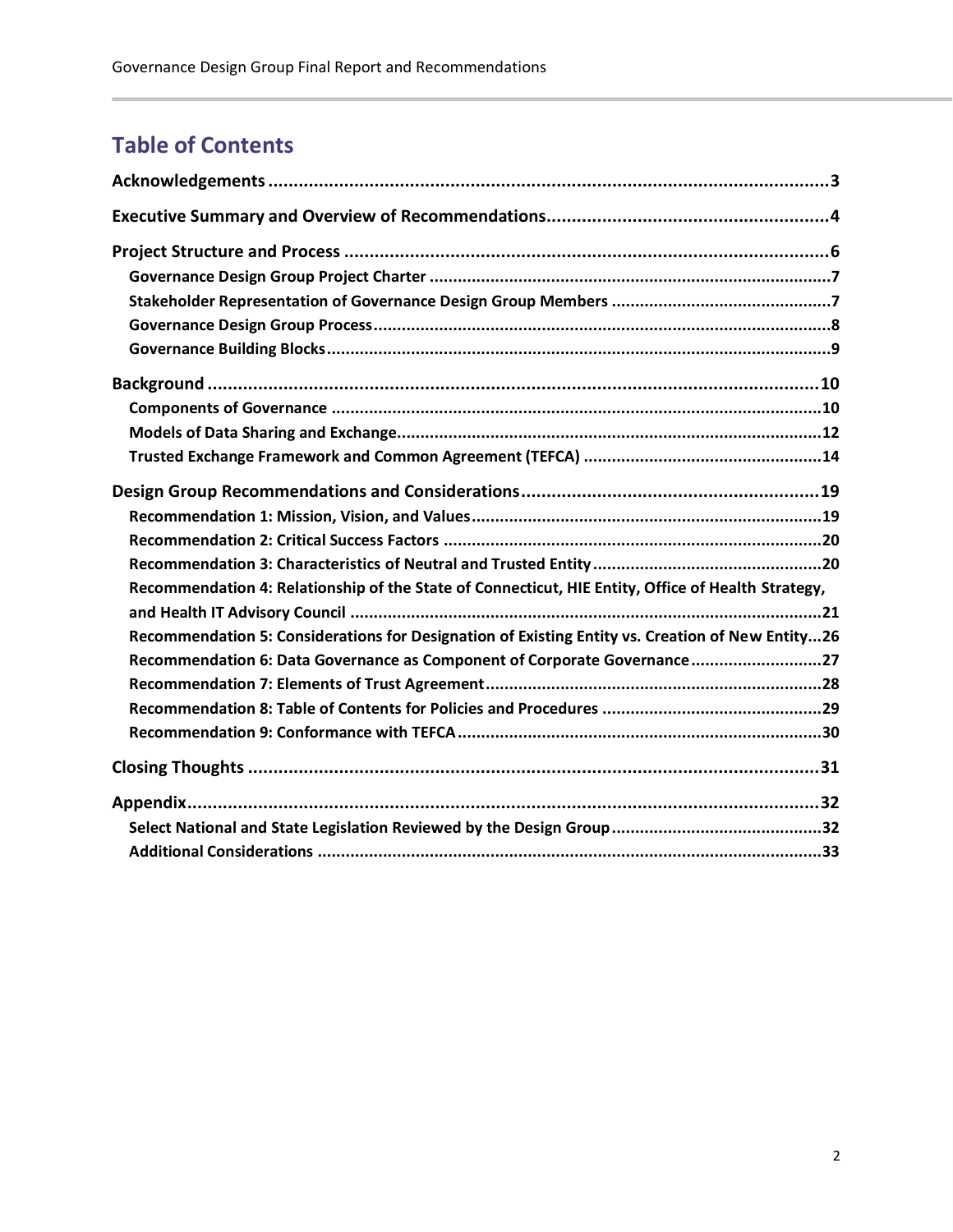# Table of Contents

**Acknowledgements** ... 3

**Executive Summary and Overview of Recommendations** ... 4

**Project Structure and Process** ... 6
- Governance Design Group Project Charter ... 7
- Stakeholder Representation of Governance Design Group Members ... 7
- Governance Design Group Process ... 8
- Governance Building Blocks ... 9

**Background** ... 10
- Components of Governance ... 10
- Models of Data Sharing and Exchange ... 12
- Trusted Exchange Framework and Common Agreement (TEFCA) ... 14

**Design Group Recommendations and Considerations** ... 19
- Recommendation 1: Mission, Vision, and Values ... 19
- Recommendation 2: Critical Success Factors ... 20
- Recommendation 3: Characteristics of Neutral and Trusted Entity ... 20
- Recommendation 4: Relationship of the State of Connecticut, HIE Entity, Office of Health Strategy, and Health IT Advisory Council ... 21
- Recommendation 5: Considerations for Designation of Existing Entity vs. Creation of New Entity ... 26
- Recommendation 6: Data Governance as Component of Corporate Governance ... 27
- Recommendation 7: Elements of Trust Agreement ... 28
- Recommendation 8: Table of Contents for Policies and Procedures ... 29
- Recommendation 9: Conformance with TEFCA ... 30

**Closing Thoughts** ... 31

**Appendix** ... 32
- Select National and State Legislation Reviewed by the Design Group ... 32
- Additional Considerations ... 33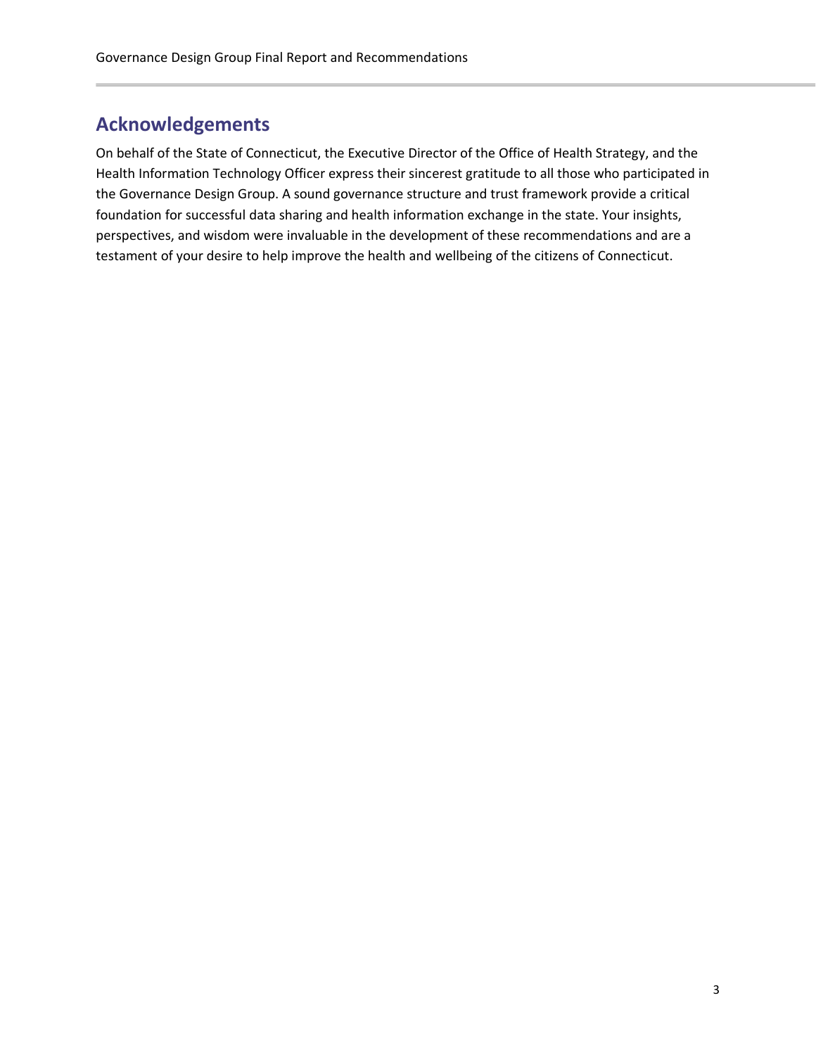## Acknowledgements

On behalf of the State of Connecticut, the Executive Director of the Office of Health Strategy, and the Health Information Technology Officer express their sincerest gratitude to all those who participated in the Governance Design Group. A sound governance structure and trust framework provide a critical foundation for successful data sharing and health information exchange in the state. Your insights, perspectives, and wisdom were invaluable in the development of these recommendations and are a testament of your desire to help improve the health and wellbeing of the citizens of Connecticut.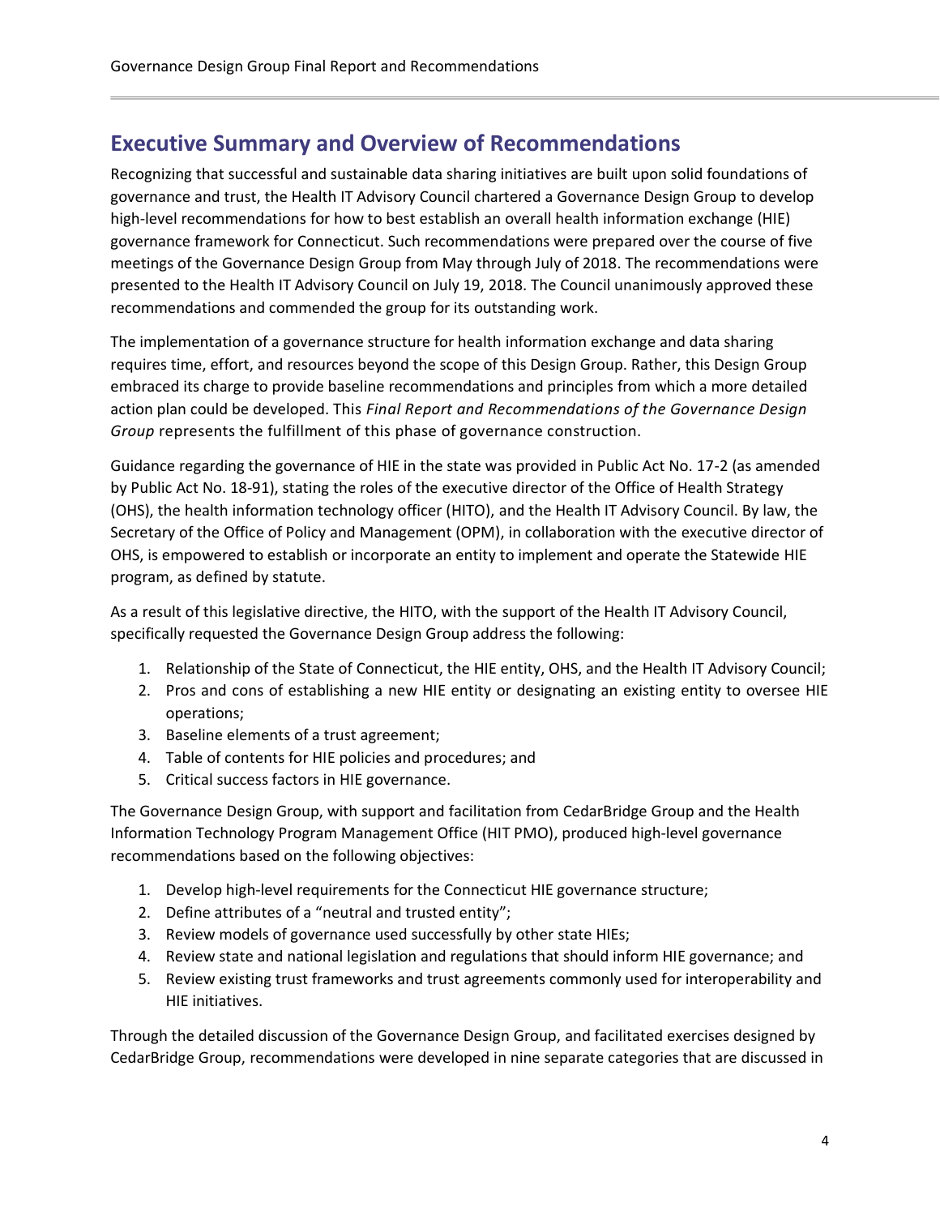## Executive Summary and Overview of Recommendations

Recognizing that successful and sustainable data sharing initiatives are built upon solid foundations of governance and trust, the Health IT Advisory Council chartered a Governance Design Group to develop high-level recommendations for how to best establish an overall health information exchange (HIE) governance framework for Connecticut. Such recommendations were prepared over the course of five meetings of the Governance Design Group from May through July of 2018. The recommendations were presented to the Health IT Advisory Council on July 19, 2018. The Council unanimously approved these recommendations and commended the group for its outstanding work.

The implementation of a governance structure for health information exchange and data sharing requires time, effort, and resources beyond the scope of this Design Group. Rather, this Design Group embraced its charge to provide baseline recommendations and principles from which a more detailed action plan could be developed. This *Final Report and Recommendations of the Governance Design Group* represents the fulfillment of this phase of governance construction.

Guidance regarding the governance of HIE in the state was provided in Public Act No. 17-2 (as amended by Public Act No. 18-91), stating the roles of the executive director of the Office of Health Strategy (OHS), the health information technology officer (HITO), and the Health IT Advisory Council. By law, the Secretary of the Office of Policy and Management (OPM), in collaboration with the executive director of OHS, is empowered to establish or incorporate an entity to implement and operate the Statewide HIE program, as defined by statute.

As a result of this legislative directive, the HITO, with the support of the Health IT Advisory Council, specifically requested the Governance Design Group address the following:

1. Relationship of the State of Connecticut, the HIE entity, OHS, and the Health IT Advisory Council;
2. Pros and cons of establishing a new HIE entity or designating an existing entity to oversee HIE operations;
3. Baseline elements of a trust agreement;
4. Table of contents for HIE policies and procedures; and
5. Critical success factors in HIE governance.

The Governance Design Group, with support and facilitation from CedarBridge Group and the Health Information Technology Program Management Office (HIT PMO), produced high-level governance recommendations based on the following objectives:

1. Develop high-level requirements for the Connecticut HIE governance structure;
2. Define attributes of a "neutral and trusted entity";
3. Review models of governance used successfully by other state HIEs;
4. Review state and national legislation and regulations that should inform HIE governance; and
5. Review existing trust frameworks and trust agreements commonly used for interoperability and HIE initiatives.

Through the detailed discussion of the Governance Design Group, and facilitated exercises designed by CedarBridge Group, recommendations were developed in nine separate categories that are discussed in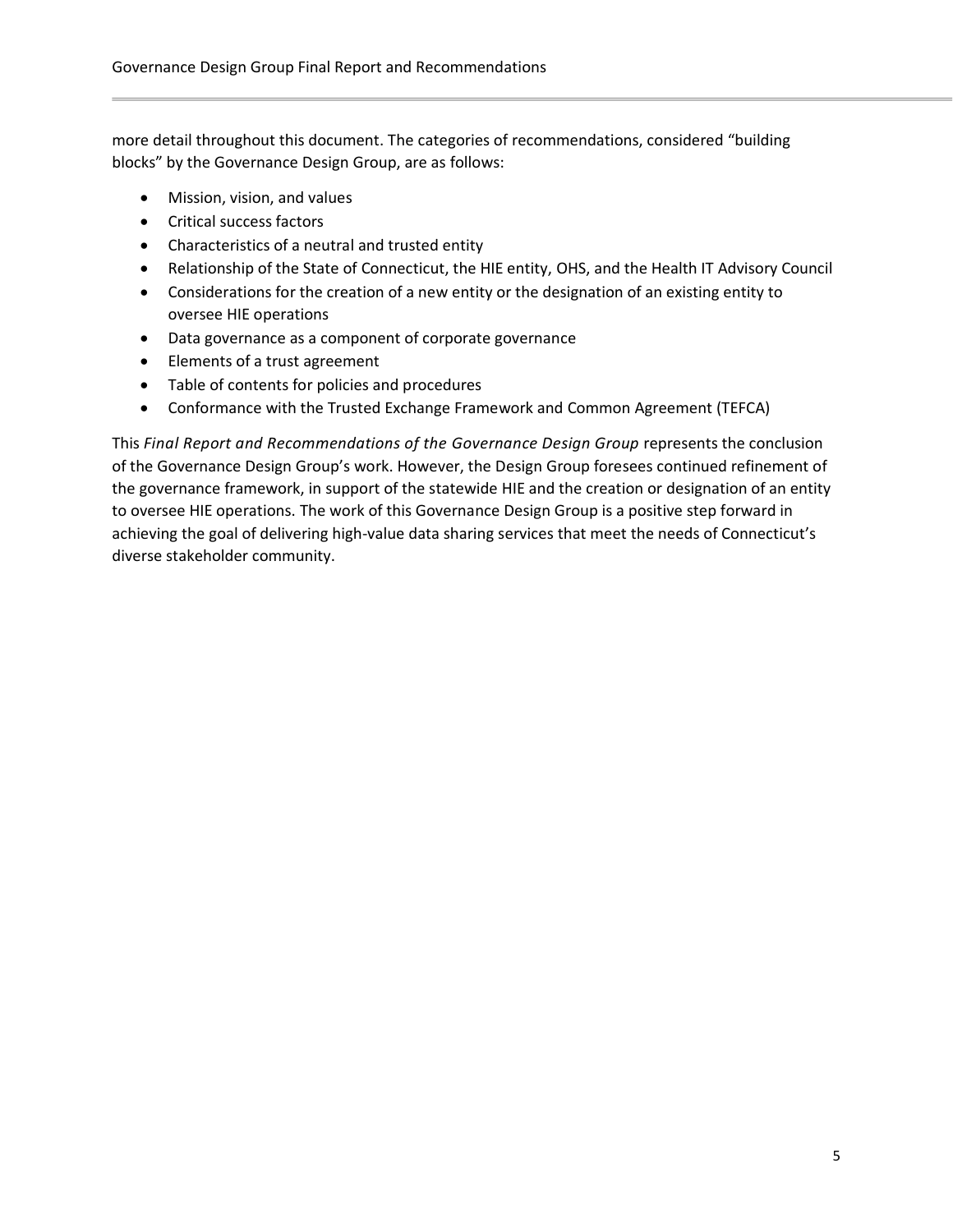more detail throughout this document. The categories of recommendations, considered "building blocks" by the Governance Design Group, are as follows:

- Mission, vision, and values
- Critical success factors
- Characteristics of a neutral and trusted entity
- Relationship of the State of Connecticut, the HIE entity, OHS, and the Health IT Advisory Council
- Considerations for the creation of a new entity or the designation of an existing entity to oversee HIE operations
- Data governance as a component of corporate governance
- Elements of a trust agreement
- Table of contents for policies and procedures
- Conformance with the Trusted Exchange Framework and Common Agreement (TEFCA)

This *Final Report and Recommendations of the Governance Design Group* represents the conclusion of the Governance Design Group's work. However, the Design Group foresees continued refinement of the governance framework, in support of the statewide HIE and the creation or designation of an entity to oversee HIE operations. The work of this Governance Design Group is a positive step forward in achieving the goal of delivering high-value data sharing services that meet the needs of Connecticut's diverse stakeholder community.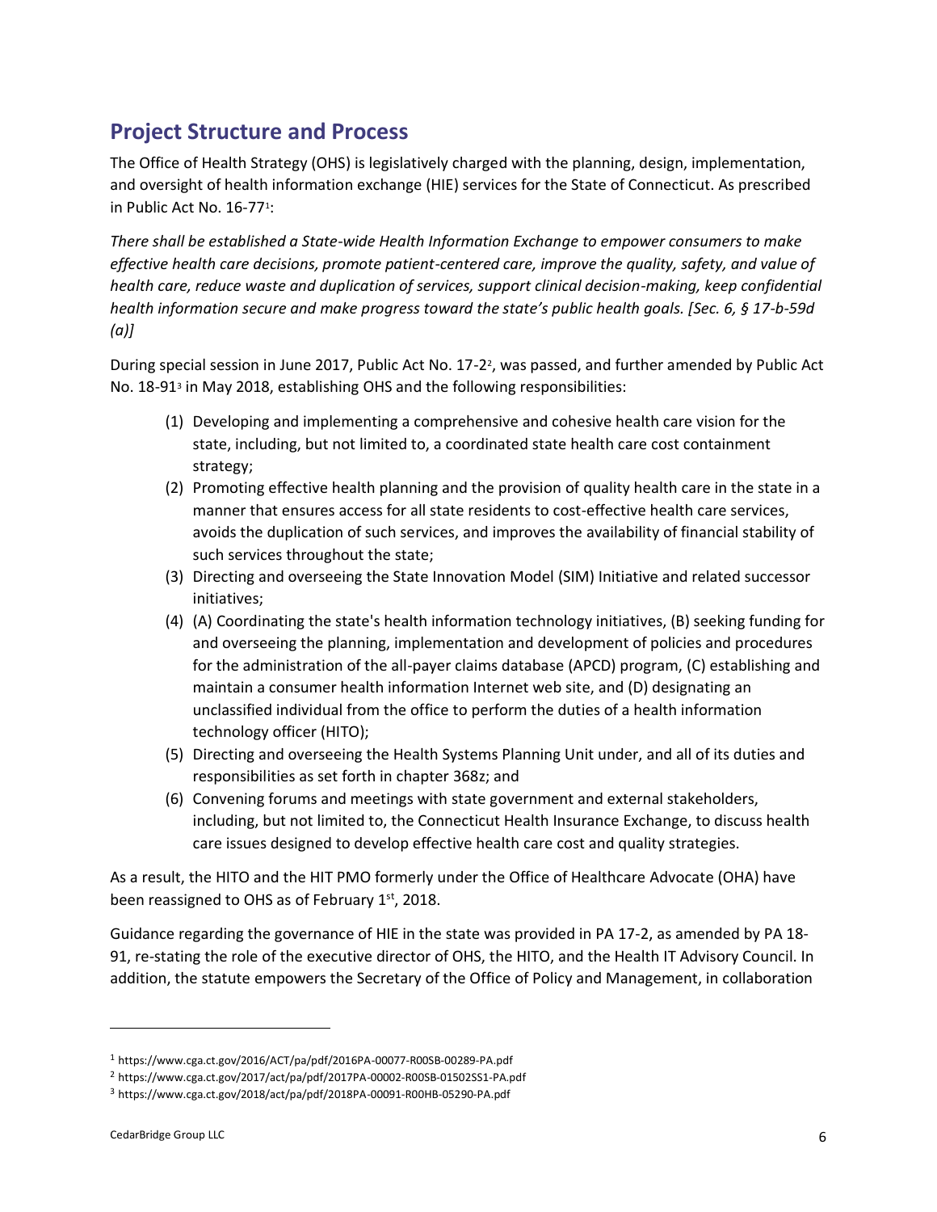## Project Structure and Process

The Office of Health Strategy (OHS) is legislatively charged with the planning, design, implementation, and oversight of health information exchange (HIE) services for the State of Connecticut. As prescribed in Public Act No. 16-77[1]:

*There shall be established a State-wide Health Information Exchange to empower consumers to make effective health care decisions, promote patient-centered care, improve the quality, safety, and value of health care, reduce waste and duplication of services, support clinical decision-making, keep confidential health information secure and make progress toward the state's public health goals. [Sec. 6, § 17-b-59d (a)]*

During special session in June 2017, Public Act No. 17-2[2], was passed, and further amended by Public Act No. 18-91[3] in May 2018, establishing OHS and the following responsibilities:

(1) Developing and implementing a comprehensive and cohesive health care vision for the state, including, but not limited to, a coordinated state health care cost containment strategy;
(2) Promoting effective health planning and the provision of quality health care in the state in a manner that ensures access for all state residents to cost-effective health care services, avoids the duplication of such services, and improves the availability of financial stability of such services throughout the state;
(3) Directing and overseeing the State Innovation Model (SIM) Initiative and related successor initiatives;
(4) (A) Coordinating the state's health information technology initiatives, (B) seeking funding for and overseeing the planning, implementation and development of policies and procedures for the administration of the all-payer claims database (APCD) program, (C) establishing and maintain a consumer health information Internet web site, and (D) designating an unclassified individual from the office to perform the duties of a health information technology officer (HITO);
(5) Directing and overseeing the Health Systems Planning Unit under, and all of its duties and responsibilities as set forth in chapter 368z; and
(6) Convening forums and meetings with state government and external stakeholders, including, but not limited to, the Connecticut Health Insurance Exchange, to discuss health care issues designed to develop effective health care cost and quality strategies.

As a result, the HITO and the HIT PMO formerly under the Office of Healthcare Advocate (OHA) have been reassigned to OHS as of February 1st, 2018.

Guidance regarding the governance of HIE in the state was provided in PA 17-2, as amended by PA 18-91, re-stating the role of the executive director of OHS, the HITO, and the Health IT Advisory Council. In addition, the statute empowers the Secretary of the Office of Policy and Management, in collaboration

---

[1] https://www.cga.ct.gov/2016/ACT/pa/pdf/2016PA-00077-R00SB-00289-PA.pdf

[2] https://www.cga.ct.gov/2017/act/pa/pdf/2017PA-00002-R00SB-01502SS1-PA.pdf

[3] https://www.cga.ct.gov/2018/act/pa/pdf/2018PA-00091-R00HB-05290-PA.pdf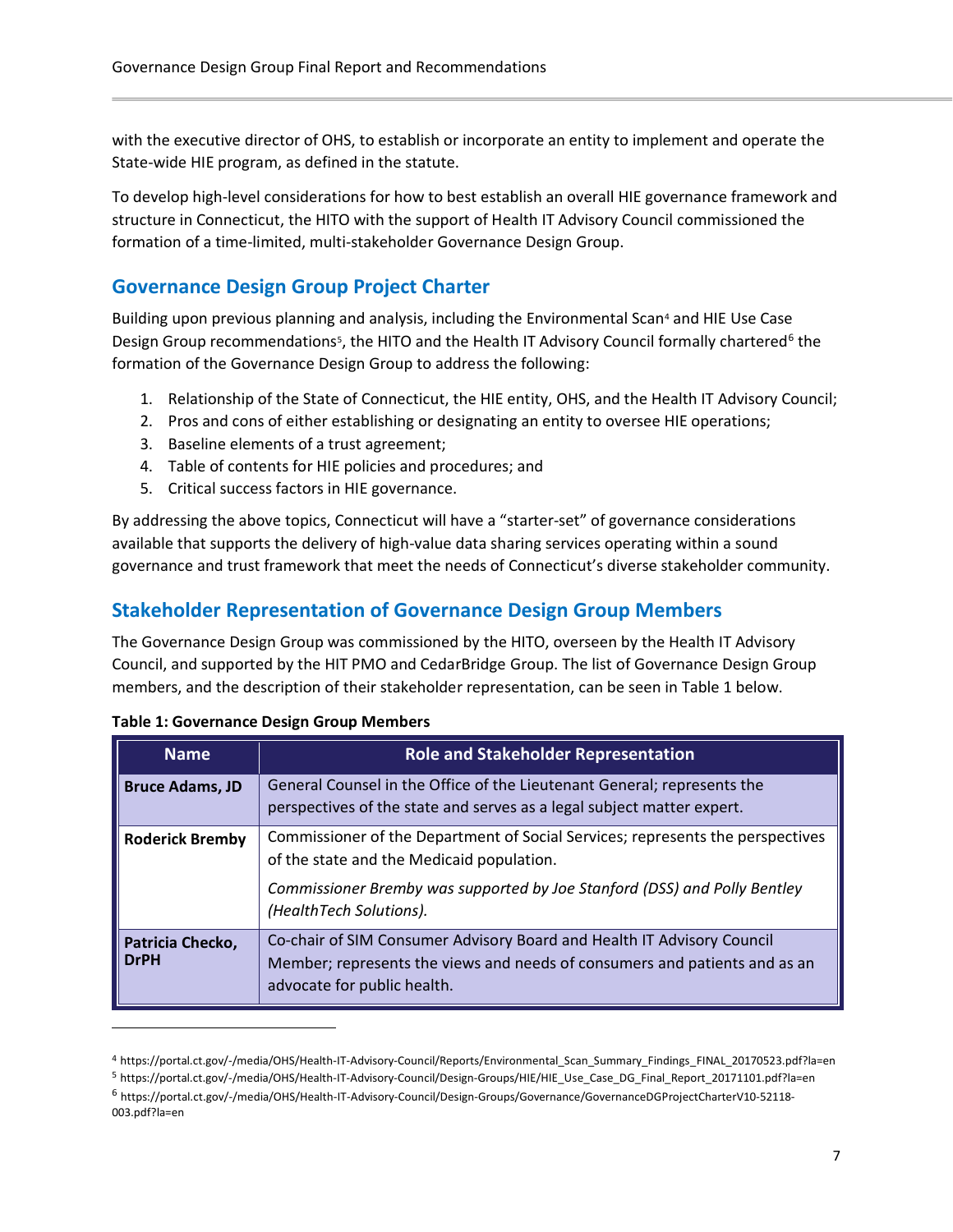with the executive director of OHS, to establish or incorporate an entity to implement and operate the State-wide HIE program, as defined in the statute.

To develop high-level considerations for how to best establish an overall HIE governance framework and structure in Connecticut, the HITO with the support of Health IT Advisory Council commissioned the formation of a time-limited, multi-stakeholder Governance Design Group.

## Governance Design Group Project Charter

Building upon previous planning and analysis, including the Environmental Scan[4] and HIE Use Case Design Group recommendations[5], the HITO and the Health IT Advisory Council formally chartered[6] the formation of the Governance Design Group to address the following:

1. Relationship of the State of Connecticut, the HIE entity, OHS, and the Health IT Advisory Council;
2. Pros and cons of either establishing or designating an entity to oversee HIE operations;
3. Baseline elements of a trust agreement;
4. Table of contents for HIE policies and procedures; and
5. Critical success factors in HIE governance.

By addressing the above topics, Connecticut will have a "starter-set" of governance considerations available that supports the delivery of high-value data sharing services operating within a sound governance and trust framework that meet the needs of Connecticut's diverse stakeholder community.

## Stakeholder Representation of Governance Design Group Members

The Governance Design Group was commissioned by the HITO, overseen by the Health IT Advisory Council, and supported by the HIT PMO and CedarBridge Group. The list of Governance Design Group members, and the description of their stakeholder representation, can be seen in Table 1 below.

**Table 1: Governance Design Group Members**

| Name | Role and Stakeholder Representation |
|---|---|
| **Bruce Adams, JD** | General Counsel in the Office of the Lieutenant General; represents the perspectives of the state and serves as a legal subject matter expert. |
| **Roderick Bremby** | Commissioner of the Department of Social Services; represents the perspectives of the state and the Medicaid population.<br><br>*Commissioner Bremby was supported by Joe Stanford (DSS) and Polly Bentley (HealthTech Solutions).* |
| **Patricia Checko, DrPH** | Co-chair of SIM Consumer Advisory Board and Health IT Advisory Council Member; represents the views and needs of consumers and patients and as an advocate for public health. |

---

[4] https://portal.ct.gov/-/media/OHS/Health-IT-Advisory-Council/Reports/Environmental_Scan_Summary_Findings_FINAL_20170523.pdf?la=en

[5] https://portal.ct.gov/-/media/OHS/Health-IT-Advisory-Council/Design-Groups/HIE/HIE_Use_Case_DG_Final_Report_20171101.pdf?la=en

[6] https://portal.ct.gov/-/media/OHS/Health-IT-Advisory-Council/Design-Groups/Governance/GovernanceDGProjectCharterV10-52118-003.pdf?la=en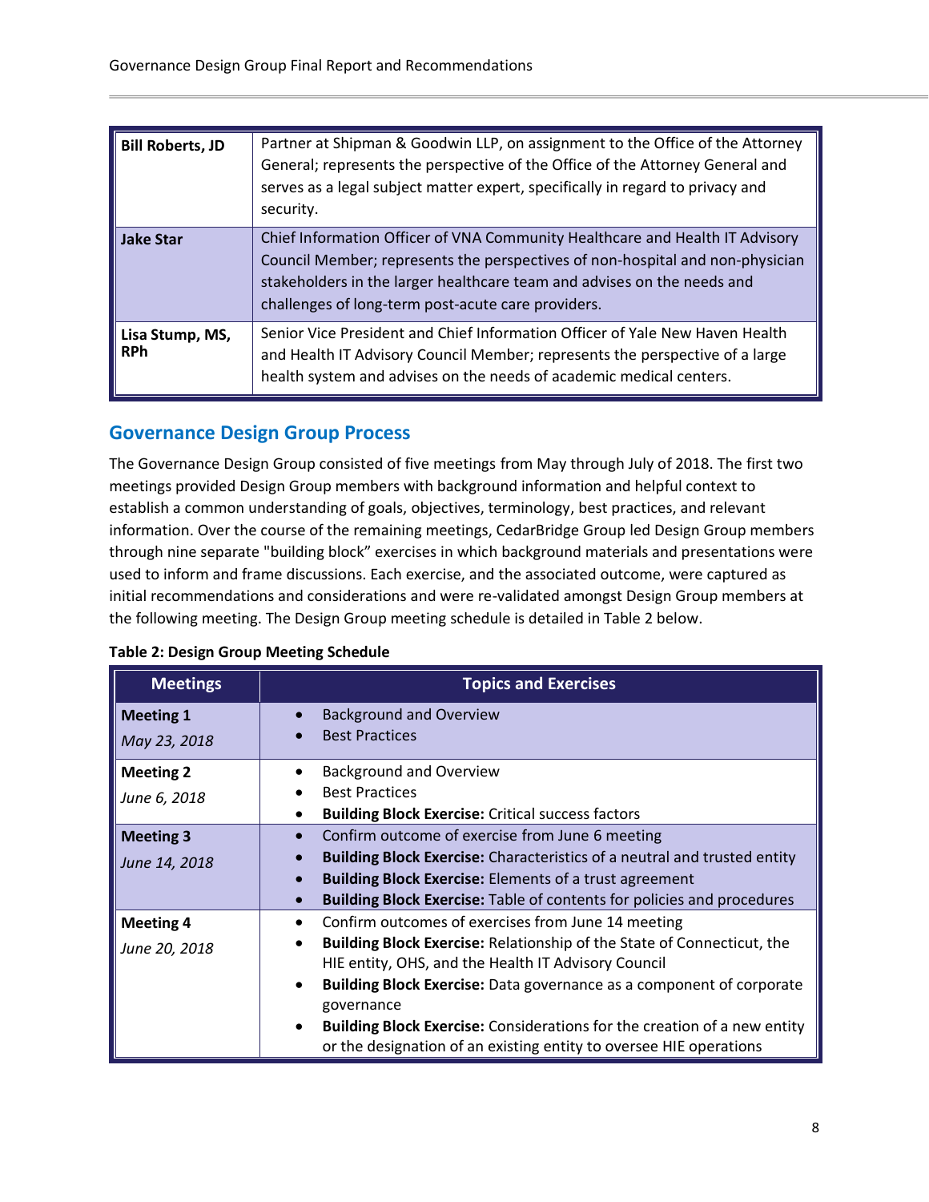| | |
|---|---|
| **Bill Roberts, JD** | Partner at Shipman & Goodwin LLP, on assignment to the Office of the Attorney General; represents the perspective of the Office of the Attorney General and serves as a legal subject matter expert, specifically in regard to privacy and security. |
| **Jake Star** | Chief Information Officer of VNA Community Healthcare and Health IT Advisory Council Member; represents the perspectives of non-hospital and non-physician stakeholders in the larger healthcare team and advises on the needs and challenges of long-term post-acute care providers. |
| **Lisa Stump, MS, RPh** | Senior Vice President and Chief Information Officer of Yale New Haven Health and Health IT Advisory Council Member; represents the perspective of a large health system and advises on the needs of academic medical centers. |

## Governance Design Group Process

The Governance Design Group consisted of five meetings from May through July of 2018. The first two meetings provided Design Group members with background information and helpful context to establish a common understanding of goals, objectives, terminology, best practices, and relevant information. Over the course of the remaining meetings, CedarBridge Group led Design Group members through nine separate "building block" exercises in which background materials and presentations were used to inform and frame discussions. Each exercise, and the associated outcome, were captured as initial recommendations and considerations and were re-validated amongst Design Group members at the following meeting. The Design Group meeting schedule is detailed in Table 2 below.

**Table 2: Design Group Meeting Schedule**

| Meetings | Topics and Exercises |
|---|---|
| **Meeting 1**<br>*May 23, 2018* | • Background and Overview<br>• Best Practices |
| **Meeting 2**<br>*June 6, 2018* | • Background and Overview<br>• Best Practices<br>• **Building Block Exercise:** Critical success factors |
| **Meeting 3**<br>*June 14, 2018* | • Confirm outcome of exercise from June 6 meeting<br>• **Building Block Exercise:** Characteristics of a neutral and trusted entity<br>• **Building Block Exercise:** Elements of a trust agreement<br>• **Building Block Exercise:** Table of contents for policies and procedures |
| **Meeting 4**<br>*June 20, 2018* | • Confirm outcomes of exercises from June 14 meeting<br>• **Building Block Exercise:** Relationship of the State of Connecticut, the HIE entity, OHS, and the Health IT Advisory Council<br>• **Building Block Exercise:** Data governance as a component of corporate governance<br>• **Building Block Exercise:** Considerations for the creation of a new entity or the designation of an existing entity to oversee HIE operations |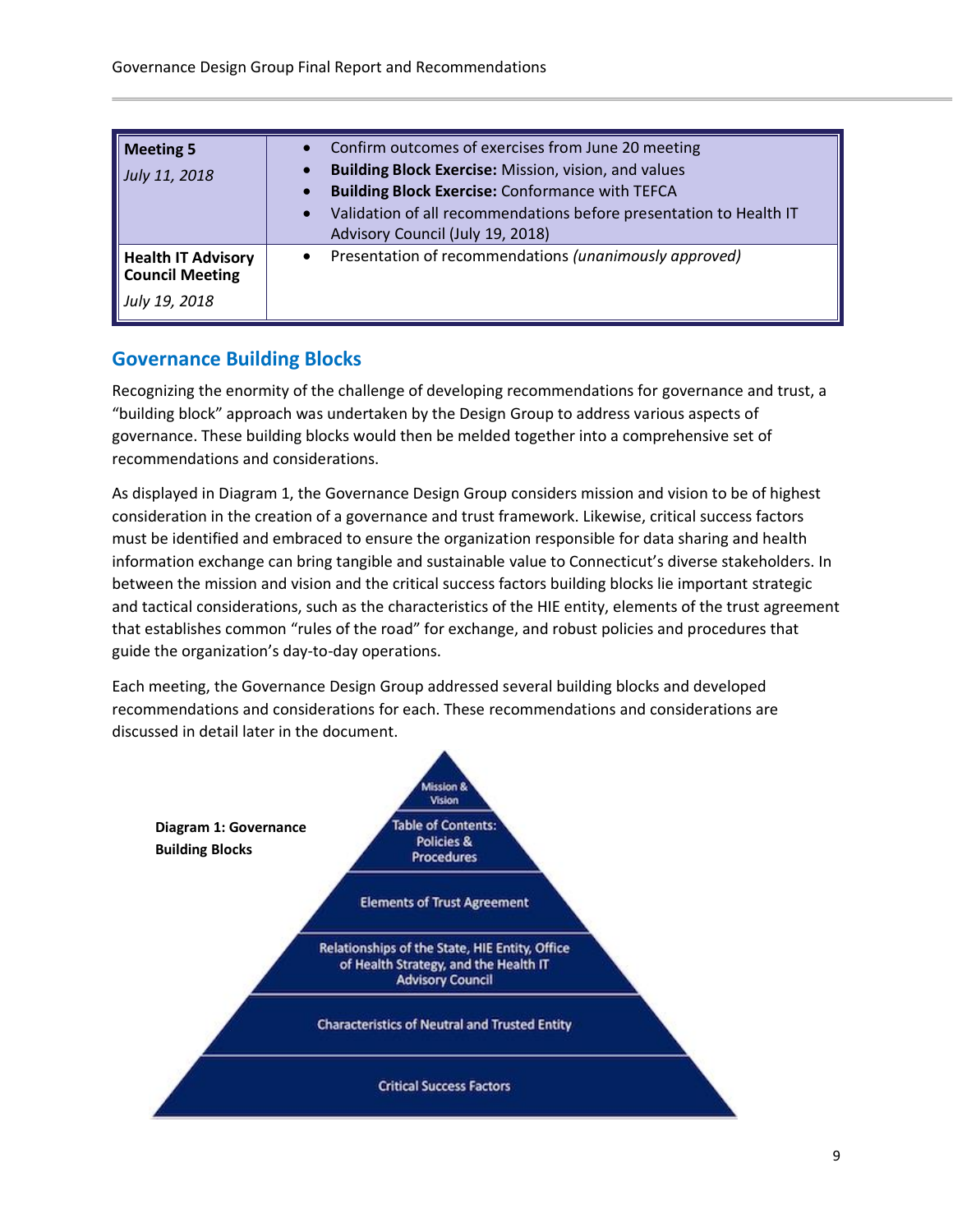| Meeting 5<br>*July 11, 2018* | • Confirm outcomes of exercises from June 20 meeting<br>• **Building Block Exercise:** Mission, vision, and values<br>• **Building Block Exercise:** Conformance with TEFCA<br>• Validation of all recommendations before presentation to Health IT Advisory Council (July 19, 2018) |
|---|---|
| **Health IT Advisory Council Meeting**<br>*July 19, 2018* | • Presentation of recommendations *(unanimously approved)* |

## Governance Building Blocks

Recognizing the enormity of the challenge of developing recommendations for governance and trust, a "building block" approach was undertaken by the Design Group to address various aspects of governance. These building blocks would then be melded together into a comprehensive set of recommendations and considerations.

As displayed in Diagram 1, the Governance Design Group considers mission and vision to be of highest consideration in the creation of a governance and trust framework. Likewise, critical success factors must be identified and embraced to ensure the organization responsible for data sharing and health information exchange can bring tangible and sustainable value to Connecticut's diverse stakeholders. In between the mission and vision and the critical success factors building blocks lie important strategic and tactical considerations, such as the characteristics of the HIE entity, elements of the trust agreement that establishes common "rules of the road" for exchange, and robust policies and procedures that guide the organization's day-to-day operations.

Each meeting, the Governance Design Group addressed several building blocks and developed recommendations and considerations for each. These recommendations and considerations are discussed in detail later in the document.

**Diagram 1: Governance Building Blocks**

- Mission & Vision
- Table of Contents: Policies & Procedures
- Elements of Trust Agreement
- Relationships of the State, HIE Entity, Office of Health Strategy, and the Health IT Advisory Council
- Characteristics of Neutral and Trusted Entity
- Critical Success Factors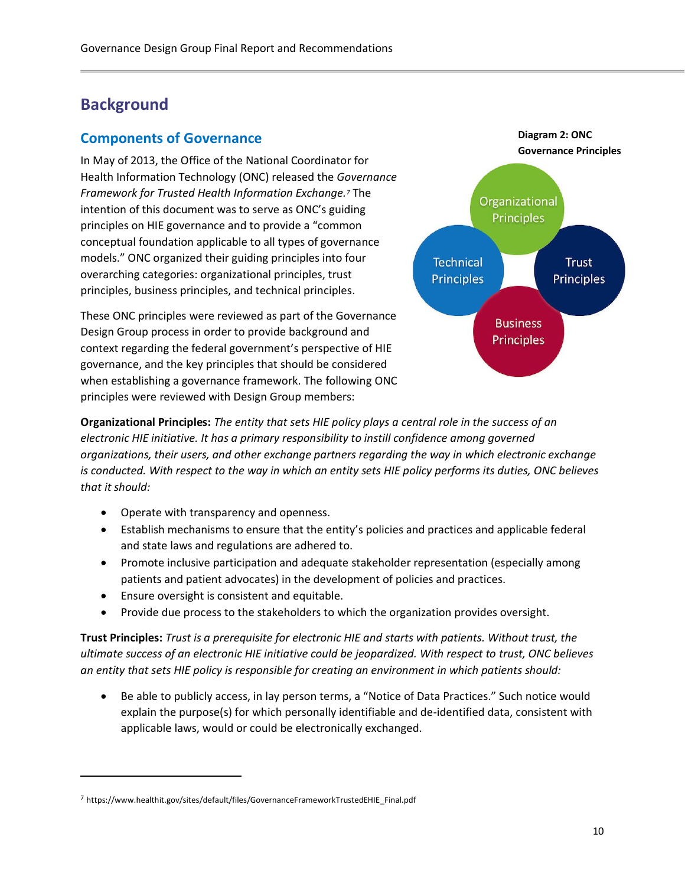# Background

## Components of Governance

In May of 2013, the Office of the National Coordinator for Health Information Technology (ONC) released the *Governance Framework for Trusted Health Information Exchange.*[7] The intention of this document was to serve as ONC's guiding principles on HIE governance and to provide a "common conceptual foundation applicable to all types of governance models." ONC organized their guiding principles into four overarching categories: organizational principles, trust principles, business principles, and technical principles.

**Diagram 2: ONC Governance Principles**

Organizational Principles

Technical Principles

Trust Principles

Business Principles

These ONC principles were reviewed as part of the Governance Design Group process in order to provide background and context regarding the federal government's perspective of HIE governance, and the key principles that should be considered when establishing a governance framework. The following ONC principles were reviewed with Design Group members:

**Organizational Principles:** *The entity that sets HIE policy plays a central role in the success of an electronic HIE initiative. It has a primary responsibility to instill confidence among governed organizations, their users, and other exchange partners regarding the way in which electronic exchange is conducted. With respect to the way in which an entity sets HIE policy performs its duties, ONC believes that it should:*

- Operate with transparency and openness.
- Establish mechanisms to ensure that the entity's policies and practices and applicable federal and state laws and regulations are adhered to.
- Promote inclusive participation and adequate stakeholder representation (especially among patients and patient advocates) in the development of policies and practices.
- Ensure oversight is consistent and equitable.
- Provide due process to the stakeholders to which the organization provides oversight.

**Trust Principles:** *Trust is a prerequisite for electronic HIE and starts with patients. Without trust, the ultimate success of an electronic HIE initiative could be jeopardized. With respect to trust, ONC believes an entity that sets HIE policy is responsible for creating an environment in which patients should:*

- Be able to publicly access, in lay person terms, a "Notice of Data Practices." Such notice would explain the purpose(s) for which personally identifiable and de-identified data, consistent with applicable laws, would or could be electronically exchanged.

---

[7] https://www.healthit.gov/sites/default/files/GovernanceFrameworkTrustedEHIE_Final.pdf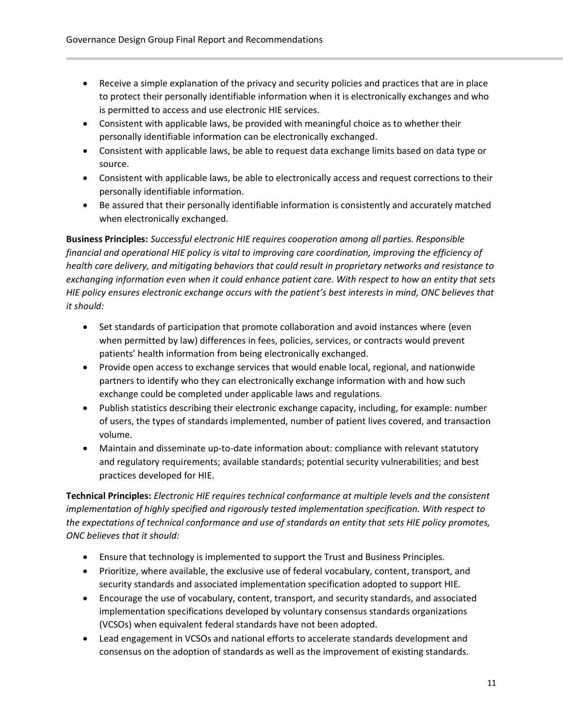- Receive a simple explanation of the privacy and security policies and practices that are in place to protect their personally identifiable information when it is electronically exchanges and who is permitted to access and use electronic HIE services.
- Consistent with applicable laws, be provided with meaningful choice as to whether their personally identifiable information can be electronically exchanged.
- Consistent with applicable laws, be able to request data exchange limits based on data type or source.
- Consistent with applicable laws, be able to electronically access and request corrections to their personally identifiable information.
- Be assured that their personally identifiable information is consistently and accurately matched when electronically exchanged.

**Business Principles:** *Successful electronic HIE requires cooperation among all parties. Responsible financial and operational HIE policy is vital to improving care coordination, improving the efficiency of health care delivery, and mitigating behaviors that could result in proprietary networks and resistance to exchanging information even when it could enhance patient care. With respect to how an entity that sets HIE policy ensures electronic exchange occurs with the patient's best interests in mind, ONC believes that it should:*

- Set standards of participation that promote collaboration and avoid instances where (even when permitted by law) differences in fees, policies, services, or contracts would prevent patients' health information from being electronically exchanged.
- Provide open access to exchange services that would enable local, regional, and nationwide partners to identify who they can electronically exchange information with and how such exchange could be completed under applicable laws and regulations.
- Publish statistics describing their electronic exchange capacity, including, for example: number of users, the types of standards implemented, number of patient lives covered, and transaction volume.
- Maintain and disseminate up-to-date information about: compliance with relevant statutory and regulatory requirements; available standards; potential security vulnerabilities; and best practices developed for HIE.

**Technical Principles:** *Electronic HIE requires technical conformance at multiple levels and the consistent implementation of highly specified and rigorously tested implementation specification. With respect to the expectations of technical conformance and use of standards an entity that sets HIE policy promotes, ONC believes that it should:*

- Ensure that technology is implemented to support the Trust and Business Principles.
- Prioritize, where available, the exclusive use of federal vocabulary, content, transport, and security standards and associated implementation specification adopted to support HIE.
- Encourage the use of vocabulary, content, transport, and security standards, and associated implementation specifications developed by voluntary consensus standards organizations (VCSOs) when equivalent federal standards have not been adopted.
- Lead engagement in VCSOs and national efforts to accelerate standards development and consensus on the adoption of standards as well as the improvement of existing standards.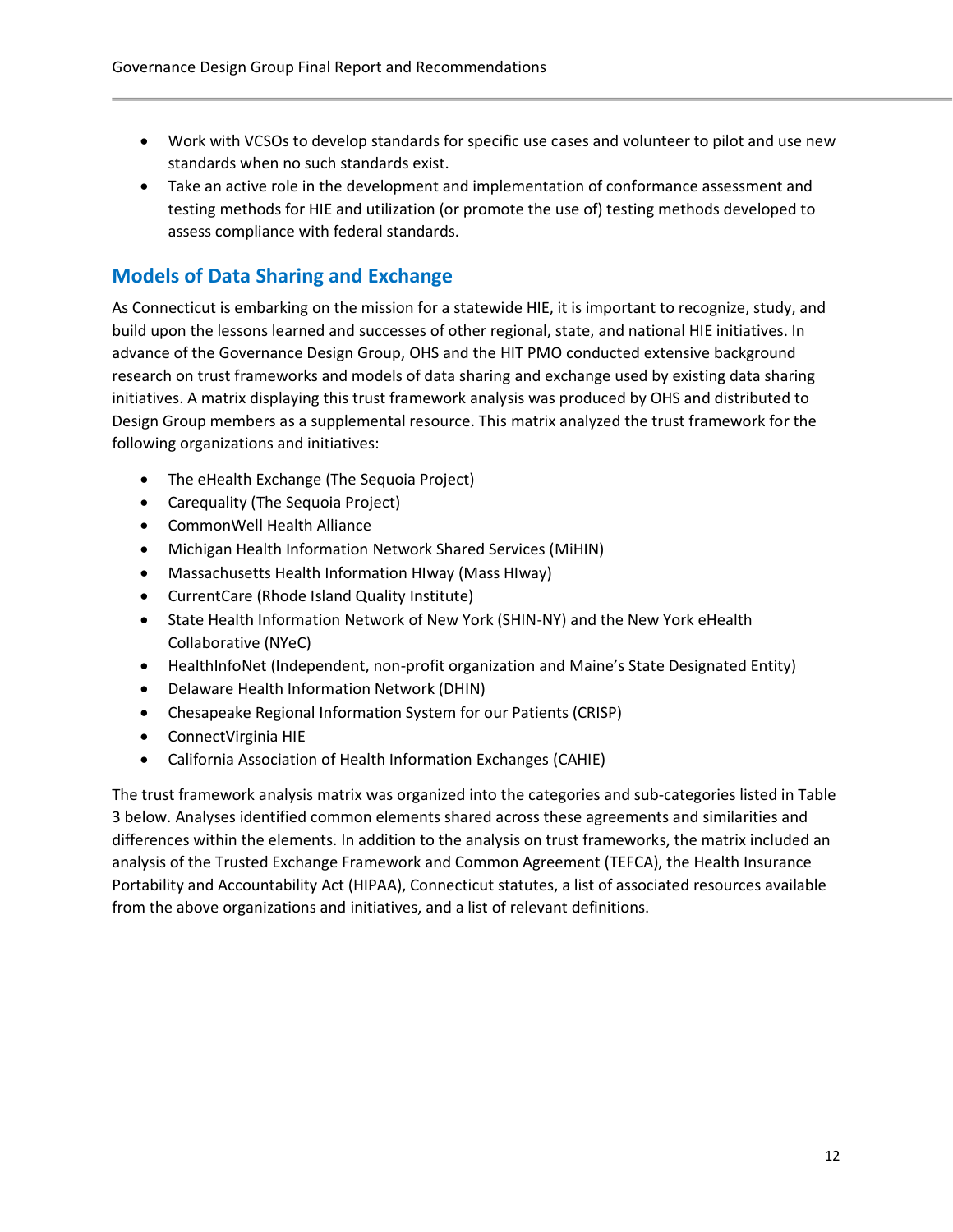- Work with VCSOs to develop standards for specific use cases and volunteer to pilot and use new standards when no such standards exist.
- Take an active role in the development and implementation of conformance assessment and testing methods for HIE and utilization (or promote the use of) testing methods developed to assess compliance with federal standards.

## Models of Data Sharing and Exchange

As Connecticut is embarking on the mission for a statewide HIE, it is important to recognize, study, and build upon the lessons learned and successes of other regional, state, and national HIE initiatives. In advance of the Governance Design Group, OHS and the HIT PMO conducted extensive background research on trust frameworks and models of data sharing and exchange used by existing data sharing initiatives. A matrix displaying this trust framework analysis was produced by OHS and distributed to Design Group members as a supplemental resource. This matrix analyzed the trust framework for the following organizations and initiatives:

- The eHealth Exchange (The Sequoia Project)
- Carequality (The Sequoia Project)
- CommonWell Health Alliance
- Michigan Health Information Network Shared Services (MiHIN)
- Massachusetts Health Information HIway (Mass HIway)
- CurrentCare (Rhode Island Quality Institute)
- State Health Information Network of New York (SHIN-NY) and the New York eHealth Collaborative (NYeC)
- HealthInfoNet (Independent, non-profit organization and Maine's State Designated Entity)
- Delaware Health Information Network (DHIN)
- Chesapeake Regional Information System for our Patients (CRISP)
- ConnectVirginia HIE
- California Association of Health Information Exchanges (CAHIE)

The trust framework analysis matrix was organized into the categories and sub-categories listed in Table 3 below. Analyses identified common elements shared across these agreements and similarities and differences within the elements. In addition to the analysis on trust frameworks, the matrix included an analysis of the Trusted Exchange Framework and Common Agreement (TEFCA), the Health Insurance Portability and Accountability Act (HIPAA), Connecticut statutes, a list of associated resources available from the above organizations and initiatives, and a list of relevant definitions.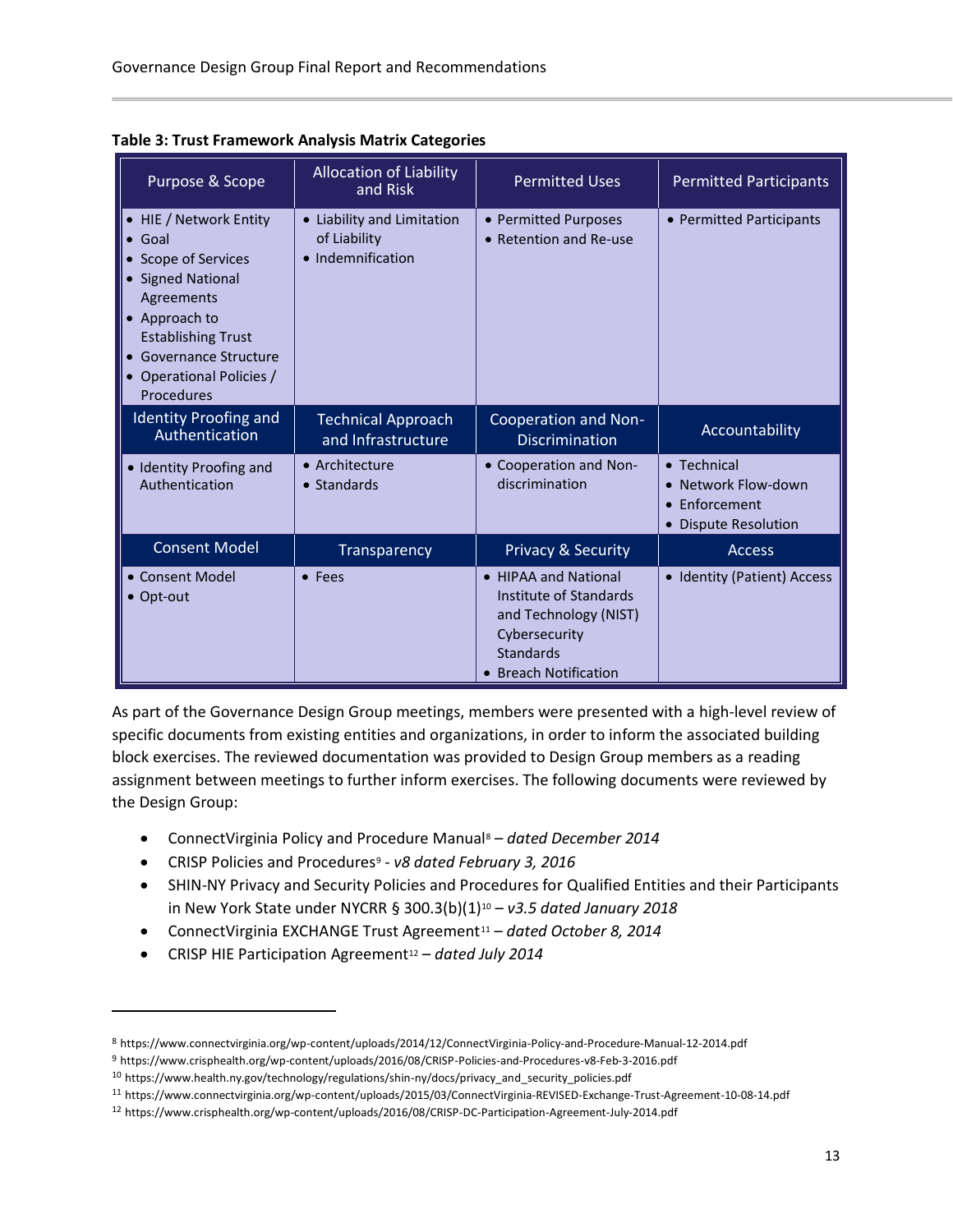**Table 3: Trust Framework Analysis Matrix Categories**

| Purpose & Scope | Allocation of Liability and Risk | Permitted Uses | Permitted Participants |
|---|---|---|---|
| • HIE / Network Entity<br>• Goal<br>• Scope of Services<br>• Signed National Agreements<br>• Approach to Establishing Trust<br>• Governance Structure<br>• Operational Policies / Procedures | • Liability and Limitation of Liability<br>• Indemnification | • Permitted Purposes<br>• Retention and Re-use | • Permitted Participants |
| **Identity Proofing and Authentication** | **Technical Approach and Infrastructure** | **Cooperation and Non-Discrimination** | **Accountability** |
| • Identity Proofing and Authentication | • Architecture<br>• Standards | • Cooperation and Non-discrimination | • Technical<br>• Network Flow-down<br>• Enforcement<br>• Dispute Resolution |
| **Consent Model** | **Transparency** | **Privacy & Security** | **Access** |
| • Consent Model<br>• Opt-out | • Fees | • HIPAA and National Institute of Standards and Technology (NIST) Cybersecurity Standards<br>• Breach Notification | • Identity (Patient) Access |

As part of the Governance Design Group meetings, members were presented with a high-level review of specific documents from existing entities and organizations, in order to inform the associated building block exercises. The reviewed documentation was provided to Design Group members as a reading assignment between meetings to further inform exercises. The following documents were reviewed by the Design Group:

- ConnectVirginia Policy and Procedure Manual[8] – *dated December 2014*
- CRISP Policies and Procedures[9] - *v8 dated February 3, 2016*
- SHIN-NY Privacy and Security Policies and Procedures for Qualified Entities and their Participants in New York State under NYCRR § 300.3(b)(1)[10] – *v3.5 dated January 2018*
- ConnectVirginia EXCHANGE Trust Agreement[11] – *dated October 8, 2014*
- CRISP HIE Participation Agreement[12] – *dated July 2014*

---

[8] https://www.connectvirginia.org/wp-content/uploads/2014/12/ConnectVirginia-Policy-and-Procedure-Manual-12-2014.pdf

[9] https://www.crisphealth.org/wp-content/uploads/2016/08/CRISP-Policies-and-Procedures-v8-Feb-3-2016.pdf

[10] https://www.health.ny.gov/technology/regulations/shin-ny/docs/privacy_and_security_policies.pdf

[11] https://www.connectvirginia.org/wp-content/uploads/2015/03/ConnectVirginia-REVISED-Exchange-Trust-Agreement-10-08-14.pdf

[12] https://www.crisphealth.org/wp-content/uploads/2016/08/CRISP-DC-Participation-Agreement-July-2014.pdf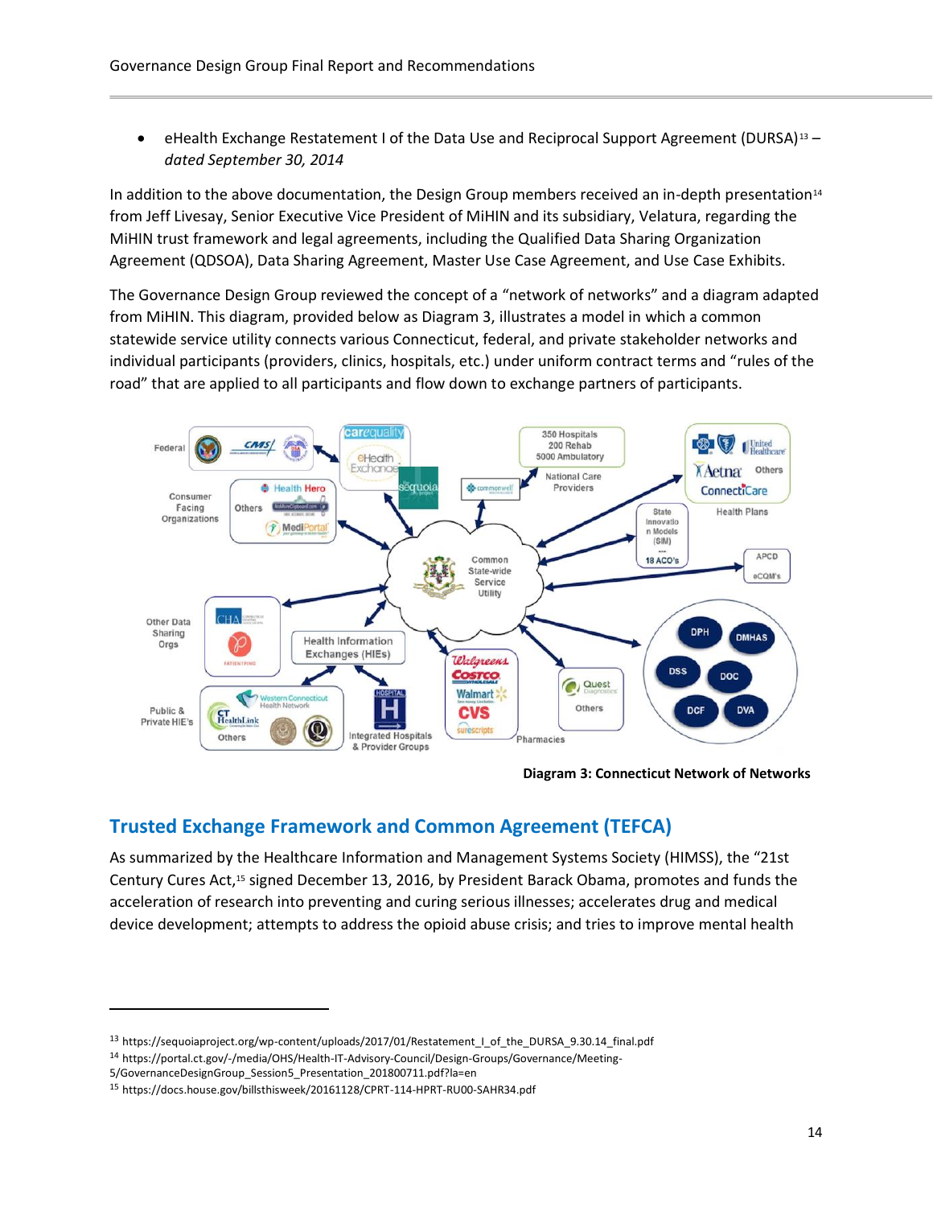- eHealth Exchange Restatement I of the Data Use and Reciprocal Support Agreement (DURSA)[13] – *dated September 30, 2014*

In addition to the above documentation, the Design Group members received an in-depth presentation[14] from Jeff Livesay, Senior Executive Vice President of MiHIN and its subsidiary, Velatura, regarding the MiHIN trust framework and legal agreements, including the Qualified Data Sharing Organization Agreement (QDSOA), Data Sharing Agreement, Master Use Case Agreement, and Use Case Exhibits.

The Governance Design Group reviewed the concept of a "network of networks" and a diagram adapted from MiHIN. This diagram, provided below as Diagram 3, illustrates a model in which a common statewide service utility connects various Connecticut, federal, and private stakeholder networks and individual participants (providers, clinics, hospitals, etc.) under uniform contract terms and "rules of the road" that are applied to all participants and flow down to exchange partners of participants.

**Diagram 3: Connecticut Network of Networks**

## Trusted Exchange Framework and Common Agreement (TEFCA)

As summarized by the Healthcare Information and Management Systems Society (HIMSS), the "21st Century Cures Act,[15] signed December 13, 2016, by President Barack Obama, promotes and funds the acceleration of research into preventing and curing serious illnesses; accelerates drug and medical device development; attempts to address the opioid abuse crisis; and tries to improve mental health

---

[13] https://sequoiaproject.org/wp-content/uploads/2017/01/Restatement_I_of_the_DURSA_9.30.14_final.pdf

[14] https://portal.ct.gov/-/media/OHS/Health-IT-Advisory-Council/Design-Groups/Governance/Meeting-5/GovernanceDesignGroup_Session5_Presentation_20180711.pdf?la=en

[15] https://docs.house.gov/billsthisweek/20161128/CPRT-114-HPRT-RU00-SAHR34.pdf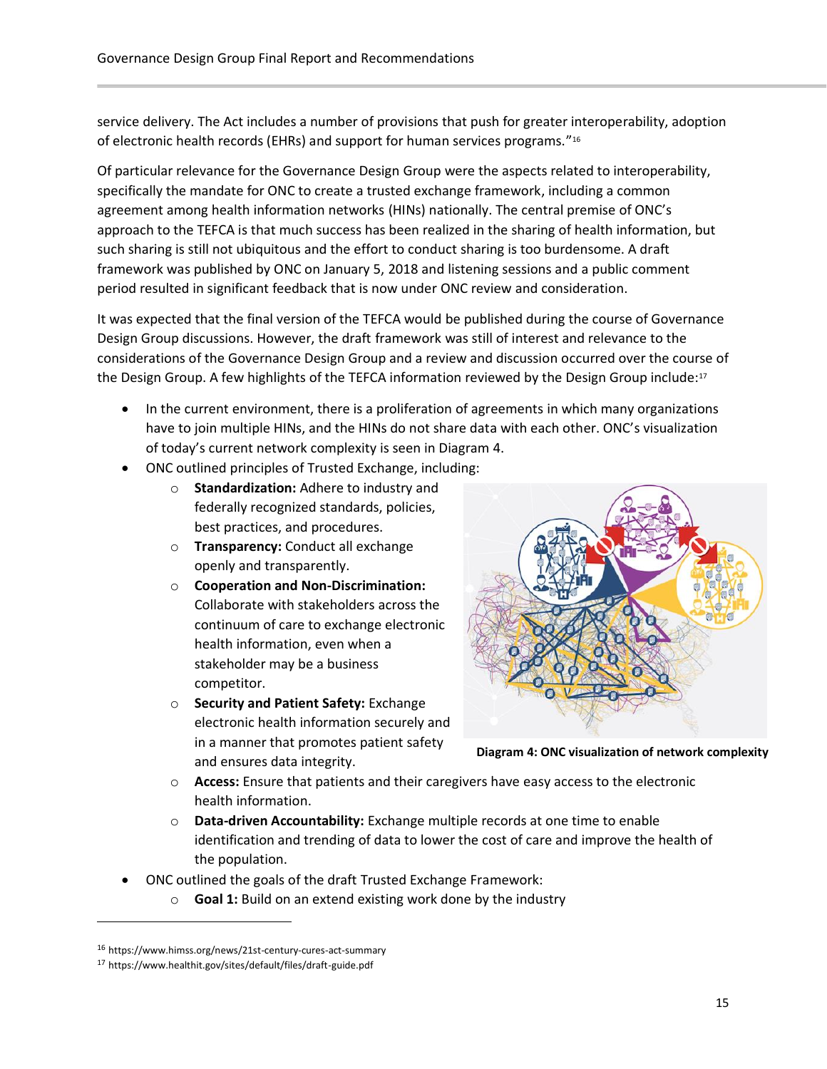service delivery. The Act includes a number of provisions that push for greater interoperability, adoption of electronic health records (EHRs) and support for human services programs."[16]

Of particular relevance for the Governance Design Group were the aspects related to interoperability, specifically the mandate for ONC to create a trusted exchange framework, including a common agreement among health information networks (HINs) nationally. The central premise of ONC's approach to the TEFCA is that much success has been realized in the sharing of health information, but such sharing is still not ubiquitous and the effort to conduct sharing is too burdensome. A draft framework was published by ONC on January 5, 2018 and listening sessions and a public comment period resulted in significant feedback that is now under ONC review and consideration.

It was expected that the final version of the TEFCA would be published during the course of Governance Design Group discussions. However, the draft framework was still of interest and relevance to the considerations of the Governance Design Group and a review and discussion occurred over the course of the Design Group. A few highlights of the TEFCA information reviewed by the Design Group include:[17]

- In the current environment, there is a proliferation of agreements in which many organizations have to join multiple HINs, and the HINs do not share data with each other. ONC's visualization of today's current network complexity is seen in Diagram 4.
- ONC outlined principles of Trusted Exchange, including:
  - **Standardization:** Adhere to industry and federally recognized standards, policies, best practices, and procedures.
  - **Transparency:** Conduct all exchange openly and transparently.
  - **Cooperation and Non-Discrimination:** Collaborate with stakeholders across the continuum of care to exchange electronic health information, even when a stakeholder may be a business competitor.
  - **Security and Patient Safety:** Exchange electronic health information securely and in a manner that promotes patient safety and ensures data integrity.
  - **Access:** Ensure that patients and their caregivers have easy access to the electronic health information.
  - **Data-driven Accountability:** Exchange multiple records at one time to enable identification and trending of data to lower the cost of care and improve the health of the population.
- ONC outlined the goals of the draft Trusted Exchange Framework:
  - **Goal 1:** Build on an extend existing work done by the industry

**Diagram 4: ONC visualization of network complexity**

[16] https://www.himss.org/news/21st-century-cures-act-summary

[17] https://www.healthit.gov/sites/default/files/draft-guide.pdf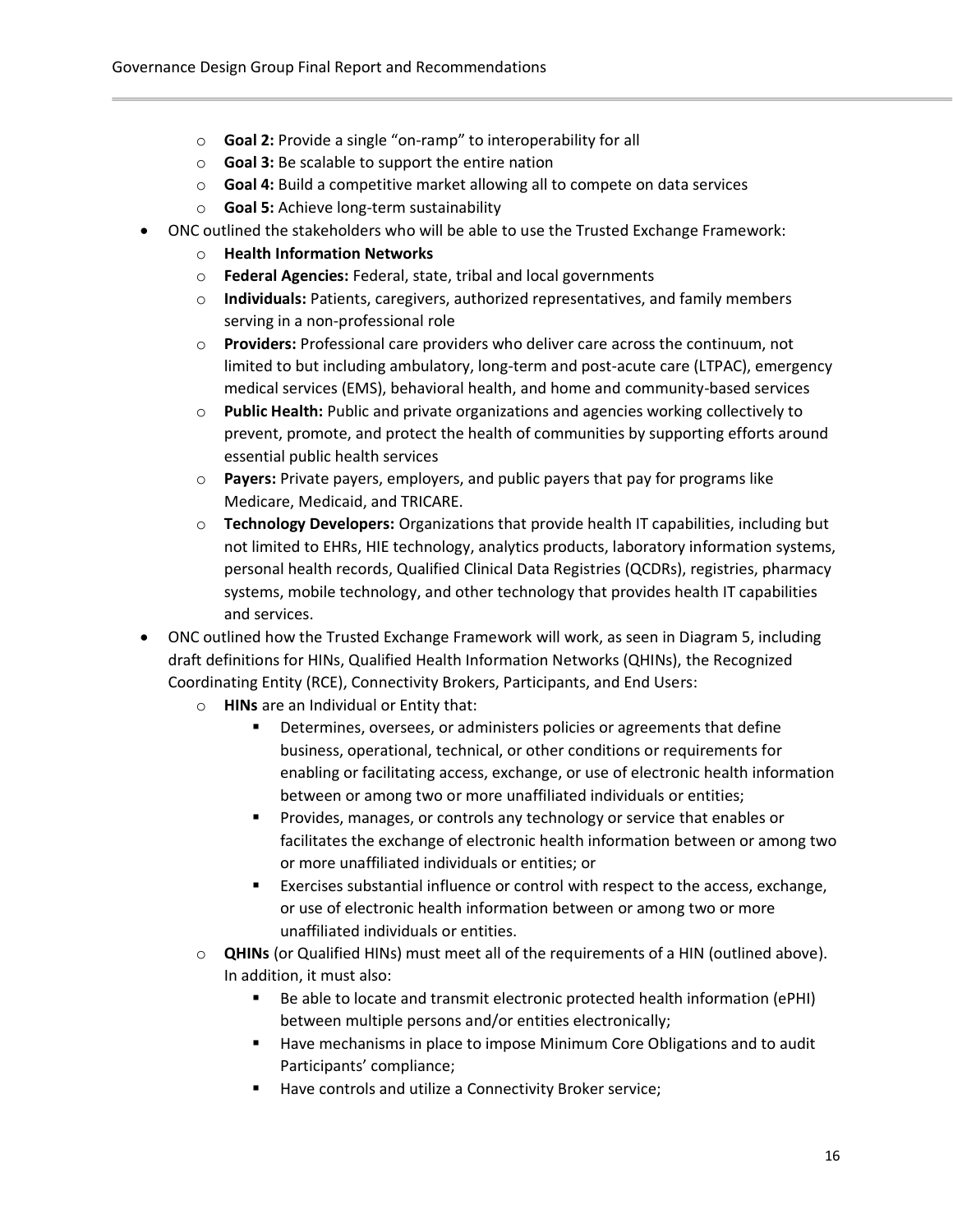- **Goal 2:** Provide a single "on-ramp" to interoperability for all
  - **Goal 3:** Be scalable to support the entire nation
  - **Goal 4:** Build a competitive market allowing all to compete on data services
  - **Goal 5:** Achieve long-term sustainability
- ONC outlined the stakeholders who will be able to use the Trusted Exchange Framework:
  - **Health Information Networks**
  - **Federal Agencies:** Federal, state, tribal and local governments
  - **Individuals:** Patients, caregivers, authorized representatives, and family members serving in a non-professional role
  - **Providers:** Professional care providers who deliver care across the continuum, not limited to but including ambulatory, long-term and post-acute care (LTPAC), emergency medical services (EMS), behavioral health, and home and community-based services
  - **Public Health:** Public and private organizations and agencies working collectively to prevent, promote, and protect the health of communities by supporting efforts around essential public health services
  - **Payers:** Private payers, employers, and public payers that pay for programs like Medicare, Medicaid, and TRICARE.
  - **Technology Developers:** Organizations that provide health IT capabilities, including but not limited to EHRs, HIE technology, analytics products, laboratory information systems, personal health records, Qualified Clinical Data Registries (QCDRs), registries, pharmacy systems, mobile technology, and other technology that provides health IT capabilities and services.
- ONC outlined how the Trusted Exchange Framework will work, as seen in Diagram 5, including draft definitions for HINs, Qualified Health Information Networks (QHINs), the Recognized Coordinating Entity (RCE), Connectivity Brokers, Participants, and End Users:
  - **HINs** are an Individual or Entity that:
    - Determines, oversees, or administers policies or agreements that define business, operational, technical, or other conditions or requirements for enabling or facilitating access, exchange, or use of electronic health information between or among two or more unaffiliated individuals or entities;
    - Provides, manages, or controls any technology or service that enables or facilitates the exchange of electronic health information between or among two or more unaffiliated individuals or entities; or
    - Exercises substantial influence or control with respect to the access, exchange, or use of electronic health information between or among two or more unaffiliated individuals or entities.
  - **QHINs** (or Qualified HINs) must meet all of the requirements of a HIN (outlined above). In addition, it must also:
    - Be able to locate and transmit electronic protected health information (ePHI) between multiple persons and/or entities electronically;
    - Have mechanisms in place to impose Minimum Core Obligations and to audit Participants' compliance;
    - Have controls and utilize a Connectivity Broker service;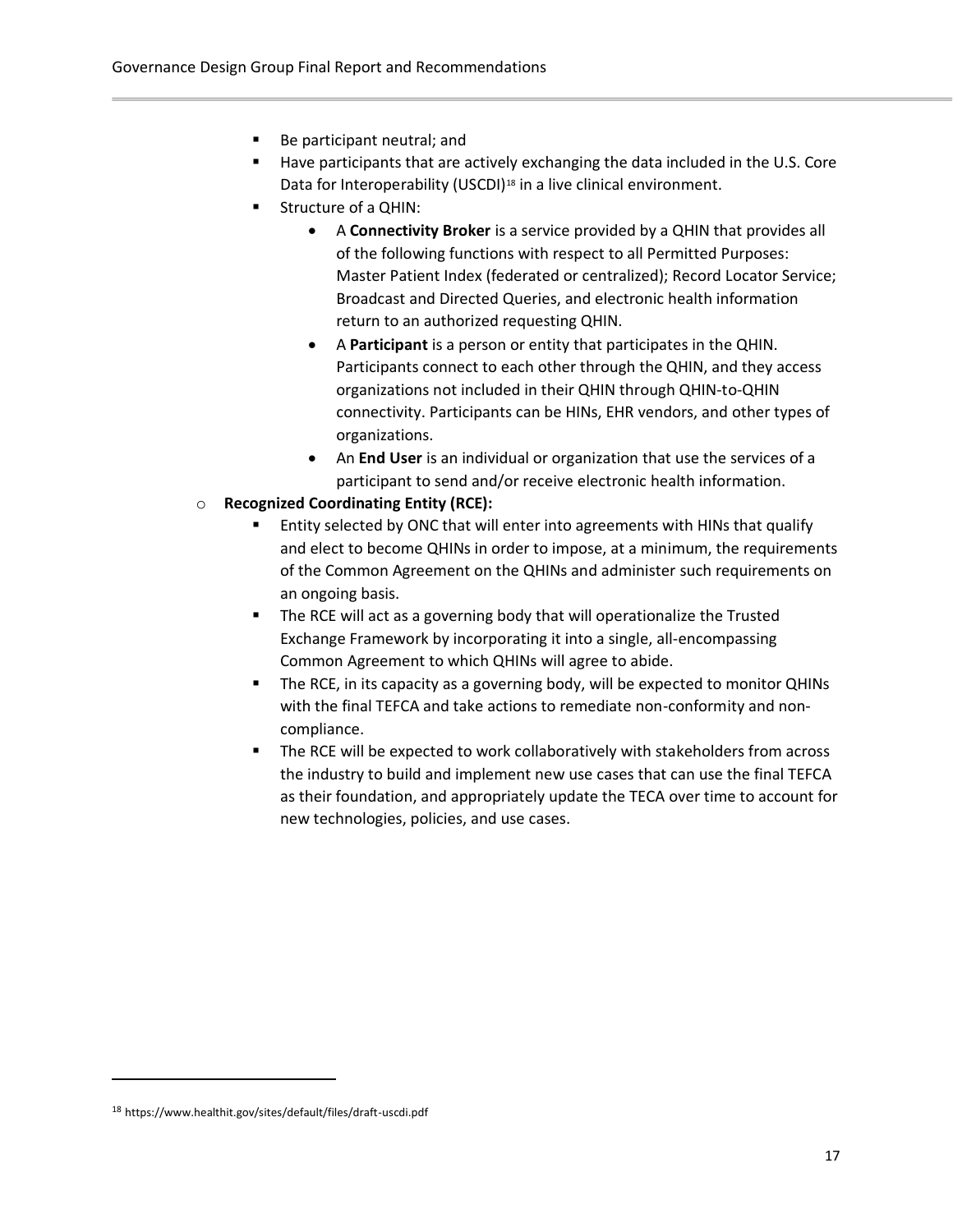- Be participant neutral; and
    - Have participants that are actively exchanging the data included in the U.S. Core Data for Interoperability (USCDI)[18] in a live clinical environment.
    - Structure of a QHIN:
      - A **Connectivity Broker** is a service provided by a QHIN that provides all of the following functions with respect to all Permitted Purposes: Master Patient Index (federated or centralized); Record Locator Service; Broadcast and Directed Queries, and electronic health information return to an authorized requesting QHIN.
      - A **Participant** is a person or entity that participates in the QHIN. Participants connect to each other through the QHIN, and they access organizations not included in their QHIN through QHIN-to-QHIN connectivity. Participants can be HINs, EHR vendors, and other types of organizations.
      - An **End User** is an individual or organization that use the services of a participant to send and/or receive electronic health information.
  - **Recognized Coordinating Entity (RCE):**
    - Entity selected by ONC that will enter into agreements with HINs that qualify and elect to become QHINs in order to impose, at a minimum, the requirements of the Common Agreement on the QHINs and administer such requirements on an ongoing basis.
    - The RCE will act as a governing body that will operationalize the Trusted Exchange Framework by incorporating it into a single, all-encompassing Common Agreement to which QHINs will agree to abide.
    - The RCE, in its capacity as a governing body, will be expected to monitor QHINs with the final TEFCA and take actions to remediate non-conformity and non-compliance.
    - The RCE will be expected to work collaboratively with stakeholders from across the industry to build and implement new use cases that can use the final TEFCA as their foundation, and appropriately update the TECA over time to account for new technologies, policies, and use cases.

[18] https://www.healthit.gov/sites/default/files/draft-uscdi.pdf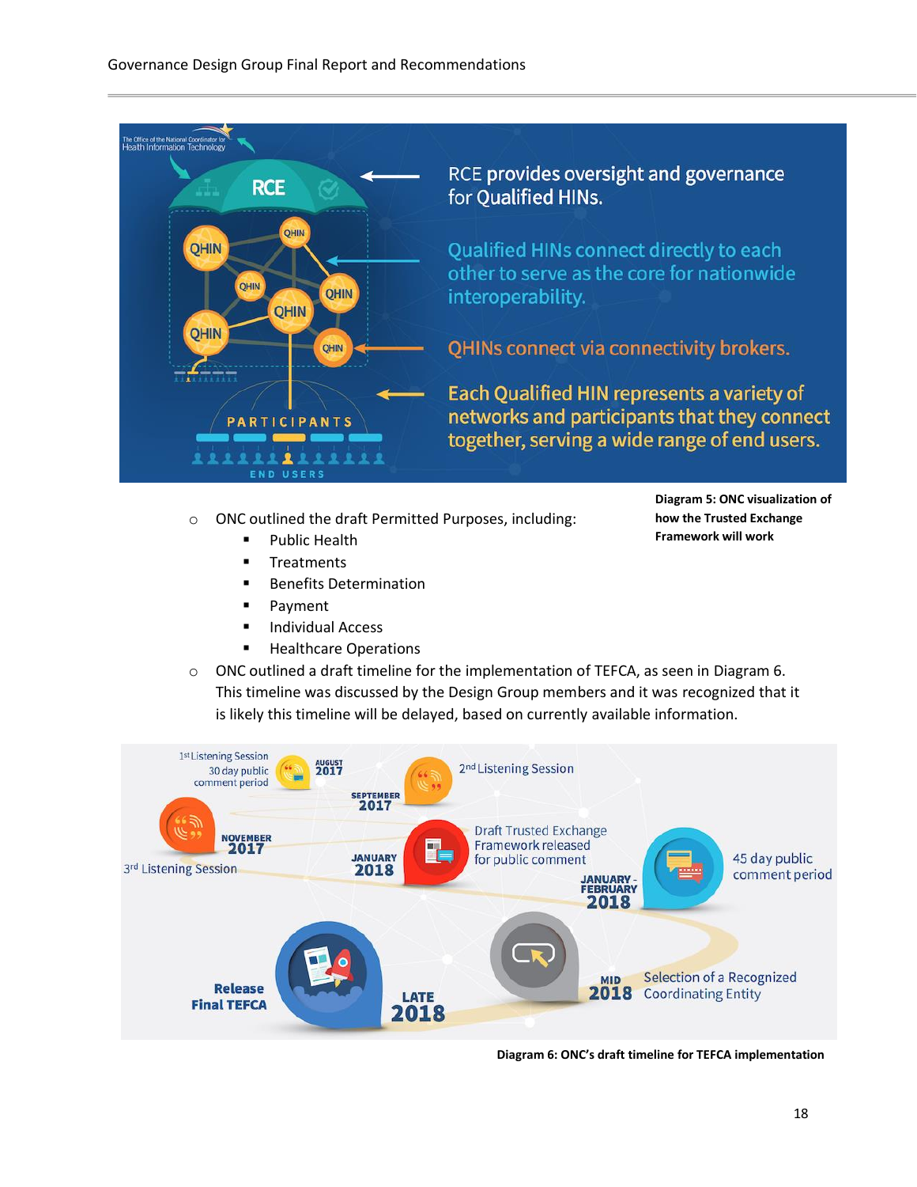Diagram 5: ONC visualization of how the Trusted Exchange Framework will work

- ONC outlined the draft Permitted Purposes, including:
  - Public Health
  - Treatments
  - Benefits Determination
  - Payment
  - Individual Access
  - Healthcare Operations
- ONC outlined a draft timeline for the implementation of TEFCA, as seen in Diagram 6. This timeline was discussed by the Design Group members and it was recognized that it is likely this timeline will be delayed, based on currently available information.

Diagram 6: ONC's draft timeline for TEFCA implementation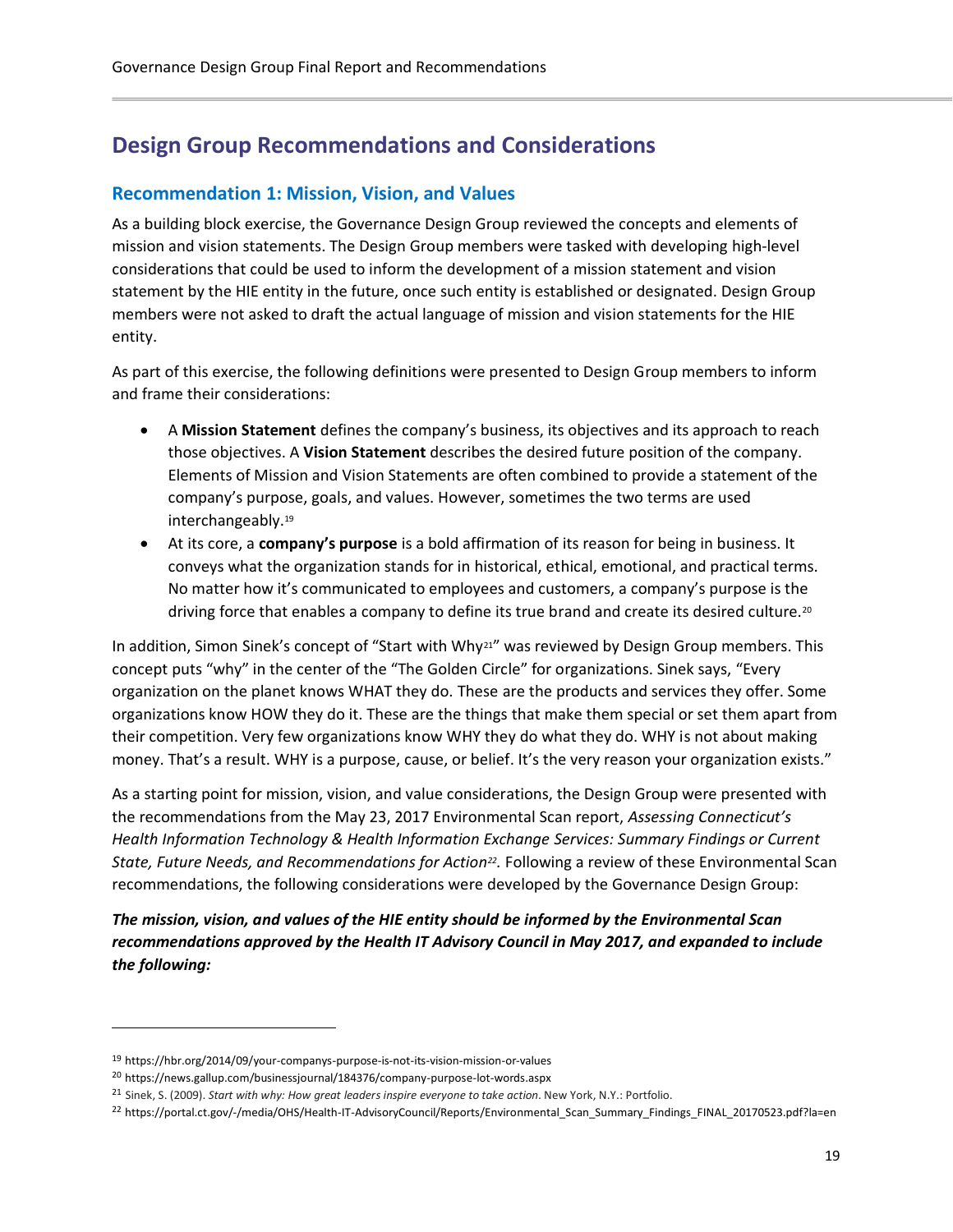## Design Group Recommendations and Considerations

### Recommendation 1: Mission, Vision, and Values

As a building block exercise, the Governance Design Group reviewed the concepts and elements of mission and vision statements. The Design Group members were tasked with developing high-level considerations that could be used to inform the development of a mission statement and vision statement by the HIE entity in the future, once such entity is established or designated. Design Group members were not asked to draft the actual language of mission and vision statements for the HIE entity.

As part of this exercise, the following definitions were presented to Design Group members to inform and frame their considerations:

- A **Mission Statement** defines the company's business, its objectives and its approach to reach those objectives. A **Vision Statement** describes the desired future position of the company. Elements of Mission and Vision Statements are often combined to provide a statement of the company's purpose, goals, and values. However, sometimes the two terms are used interchangeably.[19]
- At its core, a **company's purpose** is a bold affirmation of its reason for being in business. It conveys what the organization stands for in historical, ethical, emotional, and practical terms. No matter how it's communicated to employees and customers, a company's purpose is the driving force that enables a company to define its true brand and create its desired culture.[20]

In addition, Simon Sinek's concept of "Start with Why[21]" was reviewed by Design Group members. This concept puts "why" in the center of the "The Golden Circle" for organizations. Sinek says, "Every organization on the planet knows WHAT they do. These are the products and services they offer. Some organizations know HOW they do it. These are the things that make them special or set them apart from their competition. Very few organizations know WHY they do what they do. WHY is not about making money. That's a result. WHY is a purpose, cause, or belief. It's the very reason your organization exists."

As a starting point for mission, vision, and value considerations, the Design Group were presented with the recommendations from the May 23, 2017 Environmental Scan report, *Assessing Connecticut's Health Information Technology & Health Information Exchange Services: Summary Findings or Current State, Future Needs, and Recommendations for Action*[22]*.* Following a review of these Environmental Scan recommendations, the following considerations were developed by the Governance Design Group:

***The mission, vision, and values of the HIE entity should be informed by the Environmental Scan recommendations approved by the Health IT Advisory Council in May 2017, and expanded to include the following:***

---

[19] https://hbr.org/2014/09/your-companys-purpose-is-not-its-vision-mission-or-values

[20] https://news.gallup.com/businessjournal/184376/company-purpose-lot-words.aspx

[21] Sinek, S. (2009). *Start with why: How great leaders inspire everyone to take action*. New York, N.Y.: Portfolio.

[22] https://portal.ct.gov/-/media/OHS/Health-IT-AdvisoryCouncil/Reports/Environmental_Scan_Summary_Findings_FINAL_20170523.pdf?la=en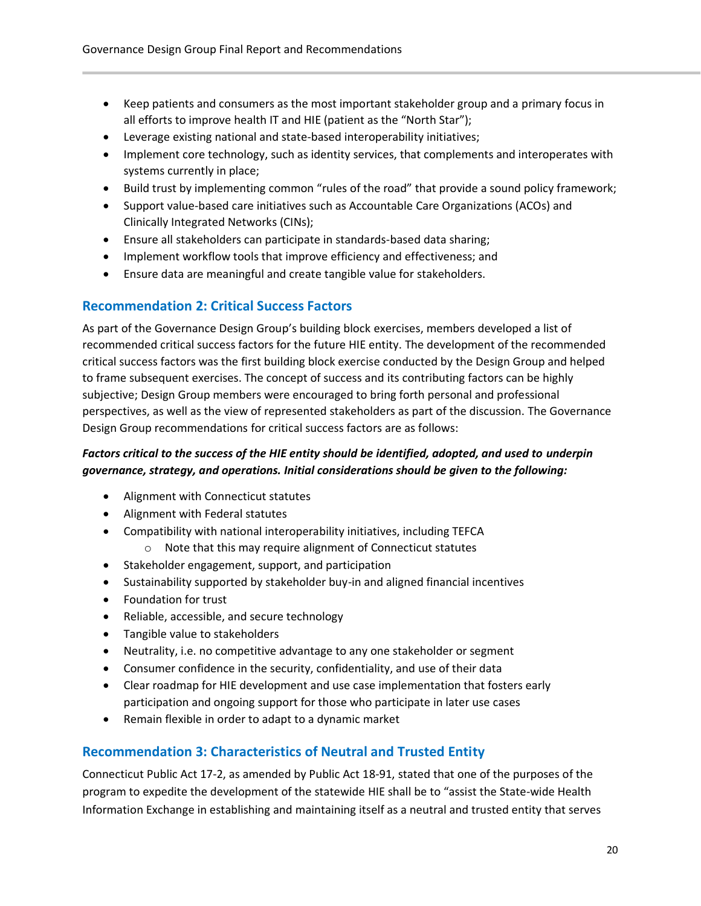- Keep patients and consumers as the most important stakeholder group and a primary focus in all efforts to improve health IT and HIE (patient as the "North Star");
- Leverage existing national and state-based interoperability initiatives;
- Implement core technology, such as identity services, that complements and interoperates with systems currently in place;
- Build trust by implementing common "rules of the road" that provide a sound policy framework;
- Support value-based care initiatives such as Accountable Care Organizations (ACOs) and Clinically Integrated Networks (CINs);
- Ensure all stakeholders can participate in standards-based data sharing;
- Implement workflow tools that improve efficiency and effectiveness; and
- Ensure data are meaningful and create tangible value for stakeholders.

## Recommendation 2: Critical Success Factors

As part of the Governance Design Group's building block exercises, members developed a list of recommended critical success factors for the future HIE entity. The development of the recommended critical success factors was the first building block exercise conducted by the Design Group and helped to frame subsequent exercises. The concept of success and its contributing factors can be highly subjective; Design Group members were encouraged to bring forth personal and professional perspectives, as well as the view of represented stakeholders as part of the discussion. The Governance Design Group recommendations for critical success factors are as follows:

***Factors critical to the success of the HIE entity should be identified, adopted, and used to underpin governance, strategy, and operations. Initial considerations should be given to the following:***

- Alignment with Connecticut statutes
- Alignment with Federal statutes
- Compatibility with national interoperability initiatives, including TEFCA
  - Note that this may require alignment of Connecticut statutes
- Stakeholder engagement, support, and participation
- Sustainability supported by stakeholder buy-in and aligned financial incentives
- Foundation for trust
- Reliable, accessible, and secure technology
- Tangible value to stakeholders
- Neutrality, i.e. no competitive advantage to any one stakeholder or segment
- Consumer confidence in the security, confidentiality, and use of their data
- Clear roadmap for HIE development and use case implementation that fosters early participation and ongoing support for those who participate in later use cases
- Remain flexible in order to adapt to a dynamic market

## Recommendation 3: Characteristics of Neutral and Trusted Entity

Connecticut Public Act 17-2, as amended by Public Act 18-91, stated that one of the purposes of the program to expedite the development of the statewide HIE shall be to "assist the State-wide Health Information Exchange in establishing and maintaining itself as a neutral and trusted entity that serves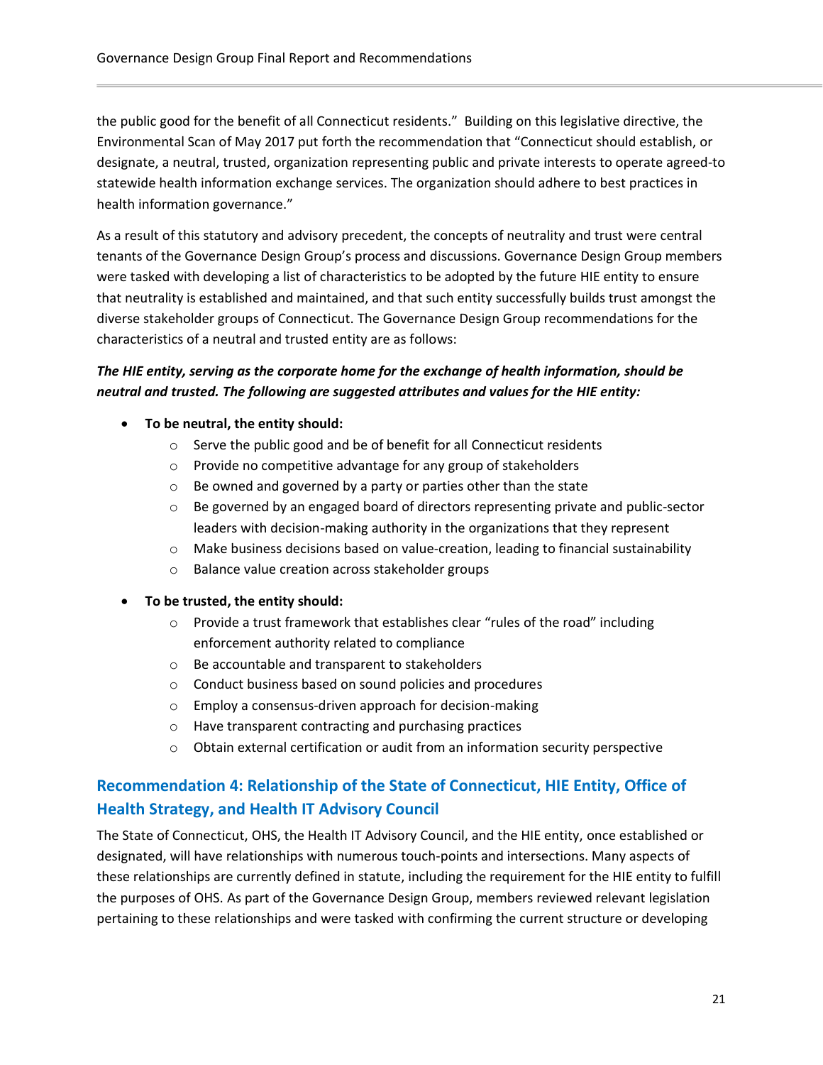the public good for the benefit of all Connecticut residents." Building on this legislative directive, the Environmental Scan of May 2017 put forth the recommendation that "Connecticut should establish, or designate, a neutral, trusted, organization representing public and private interests to operate agreed-to statewide health information exchange services. The organization should adhere to best practices in health information governance."

As a result of this statutory and advisory precedent, the concepts of neutrality and trust were central tenants of the Governance Design Group's process and discussions. Governance Design Group members were tasked with developing a list of characteristics to be adopted by the future HIE entity to ensure that neutrality is established and maintained, and that such entity successfully builds trust amongst the diverse stakeholder groups of Connecticut. The Governance Design Group recommendations for the characteristics of a neutral and trusted entity are as follows:

***The HIE entity, serving as the corporate home for the exchange of health information, should be neutral and trusted. The following are suggested attributes and values for the HIE entity:***

- **To be neutral, the entity should:**
  - Serve the public good and be of benefit for all Connecticut residents
  - Provide no competitive advantage for any group of stakeholders
  - Be owned and governed by a party or parties other than the state
  - Be governed by an engaged board of directors representing private and public-sector leaders with decision-making authority in the organizations that they represent
  - Make business decisions based on value-creation, leading to financial sustainability
  - Balance value creation across stakeholder groups
- **To be trusted, the entity should:**
  - Provide a trust framework that establishes clear "rules of the road" including enforcement authority related to compliance
  - Be accountable and transparent to stakeholders
  - Conduct business based on sound policies and procedures
  - Employ a consensus-driven approach for decision-making
  - Have transparent contracting and purchasing practices
  - Obtain external certification or audit from an information security perspective

## Recommendation 4: Relationship of the State of Connecticut, HIE Entity, Office of Health Strategy, and Health IT Advisory Council

The State of Connecticut, OHS, the Health IT Advisory Council, and the HIE entity, once established or designated, will have relationships with numerous touch-points and intersections. Many aspects of these relationships are currently defined in statute, including the requirement for the HIE entity to fulfill the purposes of OHS. As part of the Governance Design Group, members reviewed relevant legislation pertaining to these relationships and were tasked with confirming the current structure or developing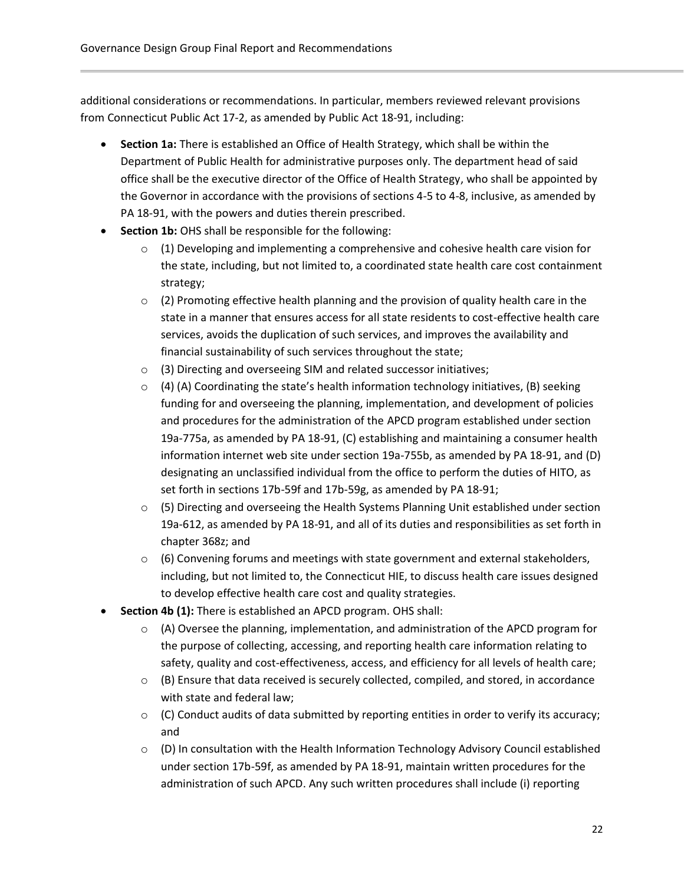additional considerations or recommendations. In particular, members reviewed relevant provisions from Connecticut Public Act 17-2, as amended by Public Act 18-91, including:

- **Section 1a:** There is established an Office of Health Strategy, which shall be within the Department of Public Health for administrative purposes only. The department head of said office shall be the executive director of the Office of Health Strategy, who shall be appointed by the Governor in accordance with the provisions of sections 4-5 to 4-8, inclusive, as amended by PA 18-91, with the powers and duties therein prescribed.
- **Section 1b:** OHS shall be responsible for the following:
    - (1) Developing and implementing a comprehensive and cohesive health care vision for the state, including, but not limited to, a coordinated state health care cost containment strategy;
    - (2) Promoting effective health planning and the provision of quality health care in the state in a manner that ensures access for all state residents to cost-effective health care services, avoids the duplication of such services, and improves the availability and financial sustainability of such services throughout the state;
    - (3) Directing and overseeing SIM and related successor initiatives;
    - (4) (A) Coordinating the state's health information technology initiatives, (B) seeking funding for and overseeing the planning, implementation, and development of policies and procedures for the administration of the APCD program established under section 19a-775a, as amended by PA 18-91, (C) establishing and maintaining a consumer health information internet web site under section 19a-755b, as amended by PA 18-91, and (D) designating an unclassified individual from the office to perform the duties of HITO, as set forth in sections 17b-59f and 17b-59g, as amended by PA 18-91;
    - (5) Directing and overseeing the Health Systems Planning Unit established under section 19a-612, as amended by PA 18-91, and all of its duties and responsibilities as set forth in chapter 368z; and
    - (6) Convening forums and meetings with state government and external stakeholders, including, but not limited to, the Connecticut HIE, to discuss health care issues designed to develop effective health care cost and quality strategies.
- **Section 4b (1):** There is established an APCD program. OHS shall:
    - (A) Oversee the planning, implementation, and administration of the APCD program for the purpose of collecting, accessing, and reporting health care information relating to safety, quality and cost-effectiveness, access, and efficiency for all levels of health care;
    - (B) Ensure that data received is securely collected, compiled, and stored, in accordance with state and federal law;
    - (C) Conduct audits of data submitted by reporting entities in order to verify its accuracy; and
    - (D) In consultation with the Health Information Technology Advisory Council established under section 17b-59f, as amended by PA 18-91, maintain written procedures for the administration of such APCD. Any such written procedures shall include (i) reporting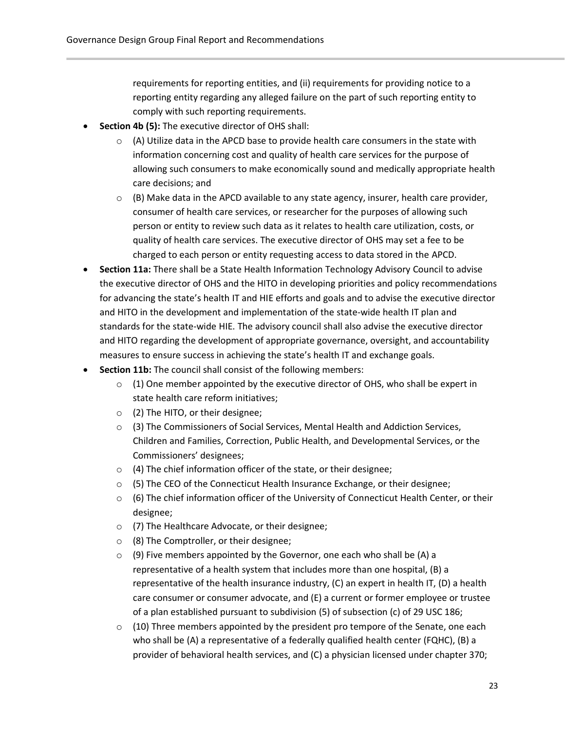requirements for reporting entities, and (ii) requirements for providing notice to a reporting entity regarding any alleged failure on the part of such reporting entity to comply with such reporting requirements.

- **Section 4b (5):** The executive director of OHS shall:
    - (A) Utilize data in the APCD base to provide health care consumers in the state with information concerning cost and quality of health care services for the purpose of allowing such consumers to make economically sound and medically appropriate health care decisions; and
    - (B) Make data in the APCD available to any state agency, insurer, health care provider, consumer of health care services, or researcher for the purposes of allowing such person or entity to review such data as it relates to health care utilization, costs, or quality of health care services. The executive director of OHS may set a fee to be charged to each person or entity requesting access to data stored in the APCD.
- **Section 11a:** There shall be a State Health Information Technology Advisory Council to advise the executive director of OHS and the HITO in developing priorities and policy recommendations for advancing the state's health IT and HIE efforts and goals and to advise the executive director and HITO in the development and implementation of the state-wide health IT plan and standards for the state-wide HIE. The advisory council shall also advise the executive director and HITO regarding the development of appropriate governance, oversight, and accountability measures to ensure success in achieving the state's health IT and exchange goals.
- **Section 11b:** The council shall consist of the following members:
    - (1) One member appointed by the executive director of OHS, who shall be expert in state health care reform initiatives;
    - (2) The HITO, or their designee;
    - (3) The Commissioners of Social Services, Mental Health and Addiction Services, Children and Families, Correction, Public Health, and Developmental Services, or the Commissioners' designees;
    - (4) The chief information officer of the state, or their designee;
    - (5) The CEO of the Connecticut Health Insurance Exchange, or their designee;
    - (6) The chief information officer of the University of Connecticut Health Center, or their designee;
    - (7) The Healthcare Advocate, or their designee;
    - (8) The Comptroller, or their designee;
    - (9) Five members appointed by the Governor, one each who shall be (A) a representative of a health system that includes more than one hospital, (B) a representative of the health insurance industry, (C) an expert in health IT, (D) a health care consumer or consumer advocate, and (E) a current or former employee or trustee of a plan established pursuant to subdivision (5) of subsection (c) of 29 USC 186;
    - (10) Three members appointed by the president pro tempore of the Senate, one each who shall be (A) a representative of a federally qualified health center (FQHC), (B) a provider of behavioral health services, and (C) a physician licensed under chapter 370;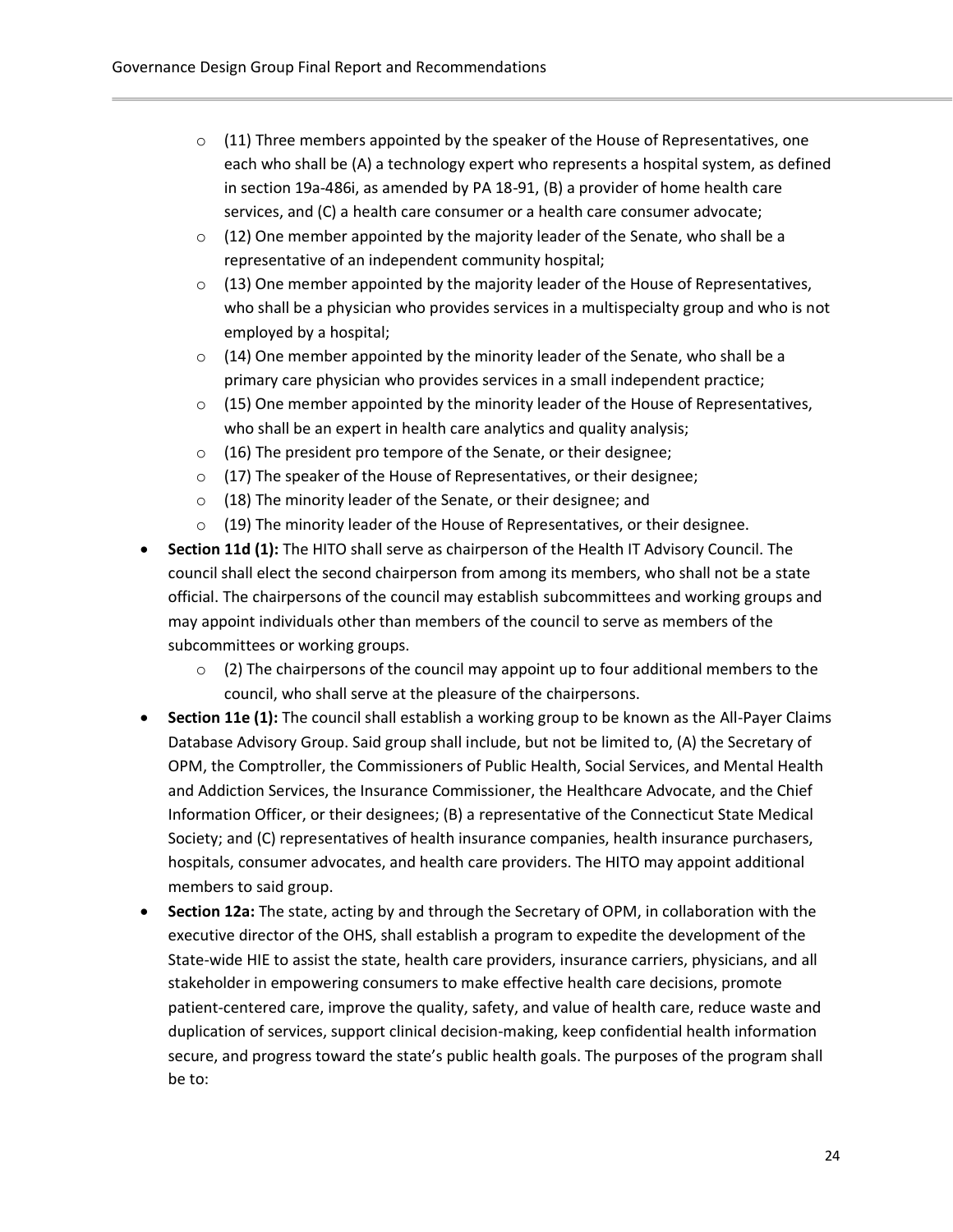- (11) Three members appointed by the speaker of the House of Representatives, one each who shall be (A) a technology expert who represents a hospital system, as defined in section 19a-486i, as amended by PA 18-91, (B) a provider of home health care services, and (C) a health care consumer or a health care consumer advocate;
  - (12) One member appointed by the majority leader of the Senate, who shall be a representative of an independent community hospital;
  - (13) One member appointed by the majority leader of the House of Representatives, who shall be a physician who provides services in a multispecialty group and who is not employed by a hospital;
  - (14) One member appointed by the minority leader of the Senate, who shall be a primary care physician who provides services in a small independent practice;
  - (15) One member appointed by the minority leader of the House of Representatives, who shall be an expert in health care analytics and quality analysis;
  - (16) The president pro tempore of the Senate, or their designee;
  - (17) The speaker of the House of Representatives, or their designee;
  - (18) The minority leader of the Senate, or their designee; and
  - (19) The minority leader of the House of Representatives, or their designee.
- **Section 11d (1):** The HITO shall serve as chairperson of the Health IT Advisory Council. The council shall elect the second chairperson from among its members, who shall not be a state official. The chairpersons of the council may establish subcommittees and working groups and may appoint individuals other than members of the council to serve as members of the subcommittees or working groups.
  - (2) The chairpersons of the council may appoint up to four additional members to the council, who shall serve at the pleasure of the chairpersons.
- **Section 11e (1):** The council shall establish a working group to be known as the All-Payer Claims Database Advisory Group. Said group shall include, but not be limited to, (A) the Secretary of OPM, the Comptroller, the Commissioners of Public Health, Social Services, and Mental Health and Addiction Services, the Insurance Commissioner, the Healthcare Advocate, and the Chief Information Officer, or their designees; (B) a representative of the Connecticut State Medical Society; and (C) representatives of health insurance companies, health insurance purchasers, hospitals, consumer advocates, and health care providers. The HITO may appoint additional members to said group.
- **Section 12a:** The state, acting by and through the Secretary of OPM, in collaboration with the executive director of the OHS, shall establish a program to expedite the development of the State-wide HIE to assist the state, health care providers, insurance carriers, physicians, and all stakeholder in empowering consumers to make effective health care decisions, promote patient-centered care, improve the quality, safety, and value of health care, reduce waste and duplication of services, support clinical decision-making, keep confidential health information secure, and progress toward the state's public health goals. The purposes of the program shall be to: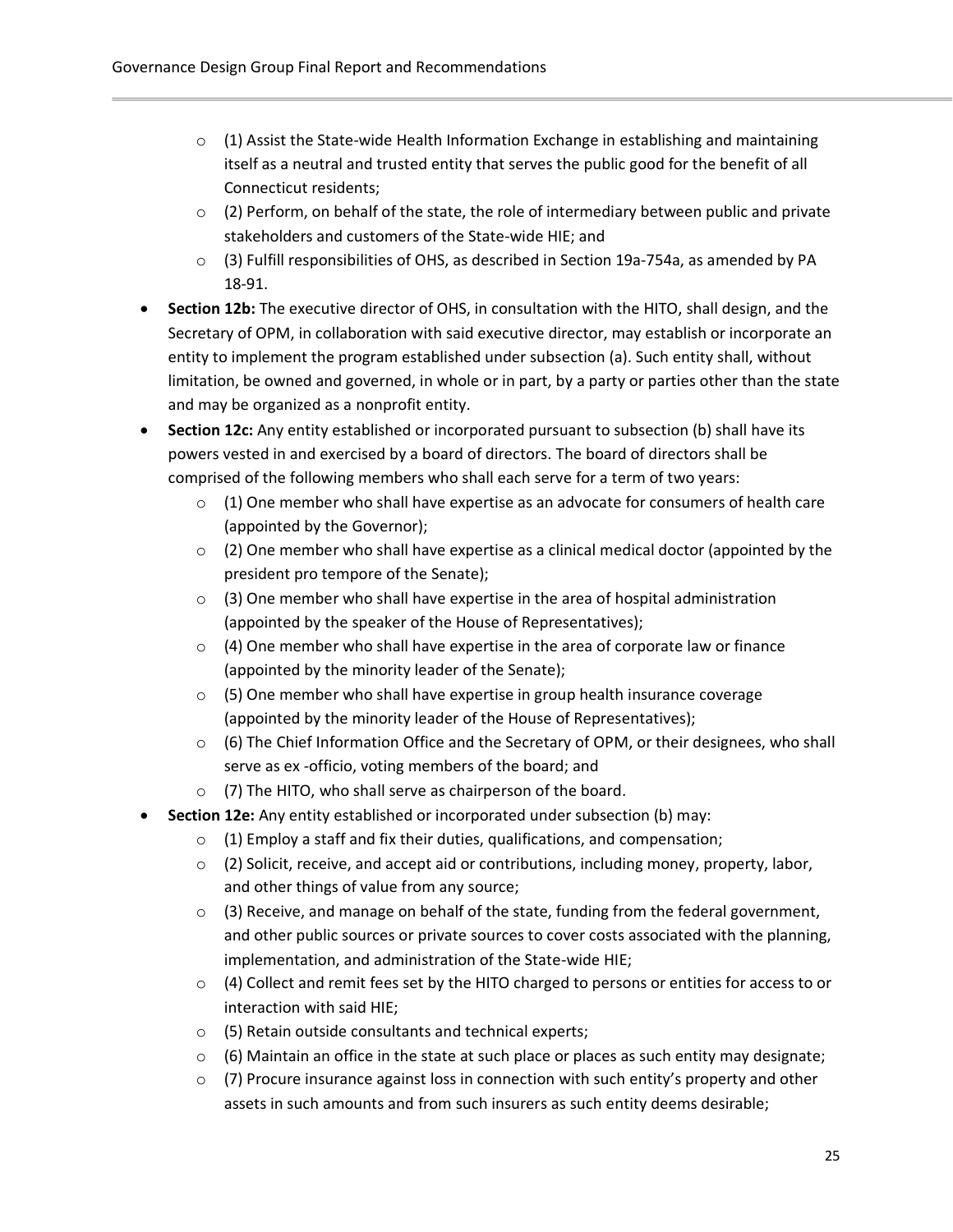- (1) Assist the State-wide Health Information Exchange in establishing and maintaining itself as a neutral and trusted entity that serves the public good for the benefit of all Connecticut residents;
  - (2) Perform, on behalf of the state, the role of intermediary between public and private stakeholders and customers of the State-wide HIE; and
  - (3) Fulfill responsibilities of OHS, as described in Section 19a-754a, as amended by PA 18-91.
- **Section 12b:** The executive director of OHS, in consultation with the HITO, shall design, and the Secretary of OPM, in collaboration with said executive director, may establish or incorporate an entity to implement the program established under subsection (a). Such entity shall, without limitation, be owned and governed, in whole or in part, by a party or parties other than the state and may be organized as a nonprofit entity.
- **Section 12c:** Any entity established or incorporated pursuant to subsection (b) shall have its powers vested in and exercised by a board of directors. The board of directors shall be comprised of the following members who shall each serve for a term of two years:
  - (1) One member who shall have expertise as an advocate for consumers of health care (appointed by the Governor);
  - (2) One member who shall have expertise as a clinical medical doctor (appointed by the president pro tempore of the Senate);
  - (3) One member who shall have expertise in the area of hospital administration (appointed by the speaker of the House of Representatives);
  - (4) One member who shall have expertise in the area of corporate law or finance (appointed by the minority leader of the Senate);
  - (5) One member who shall have expertise in group health insurance coverage (appointed by the minority leader of the House of Representatives);
  - (6) The Chief Information Office and the Secretary of OPM, or their designees, who shall serve as ex -officio, voting members of the board; and
  - (7) The HITO, who shall serve as chairperson of the board.
- **Section 12e:** Any entity established or incorporated under subsection (b) may:
  - (1) Employ a staff and fix their duties, qualifications, and compensation;
  - (2) Solicit, receive, and accept aid or contributions, including money, property, labor, and other things of value from any source;
  - (3) Receive, and manage on behalf of the state, funding from the federal government, and other public sources or private sources to cover costs associated with the planning, implementation, and administration of the State-wide HIE;
  - (4) Collect and remit fees set by the HITO charged to persons or entities for access to or interaction with said HIE;
  - (5) Retain outside consultants and technical experts;
  - (6) Maintain an office in the state at such place or places as such entity may designate;
  - (7) Procure insurance against loss in connection with such entity's property and other assets in such amounts and from such insurers as such entity deems desirable;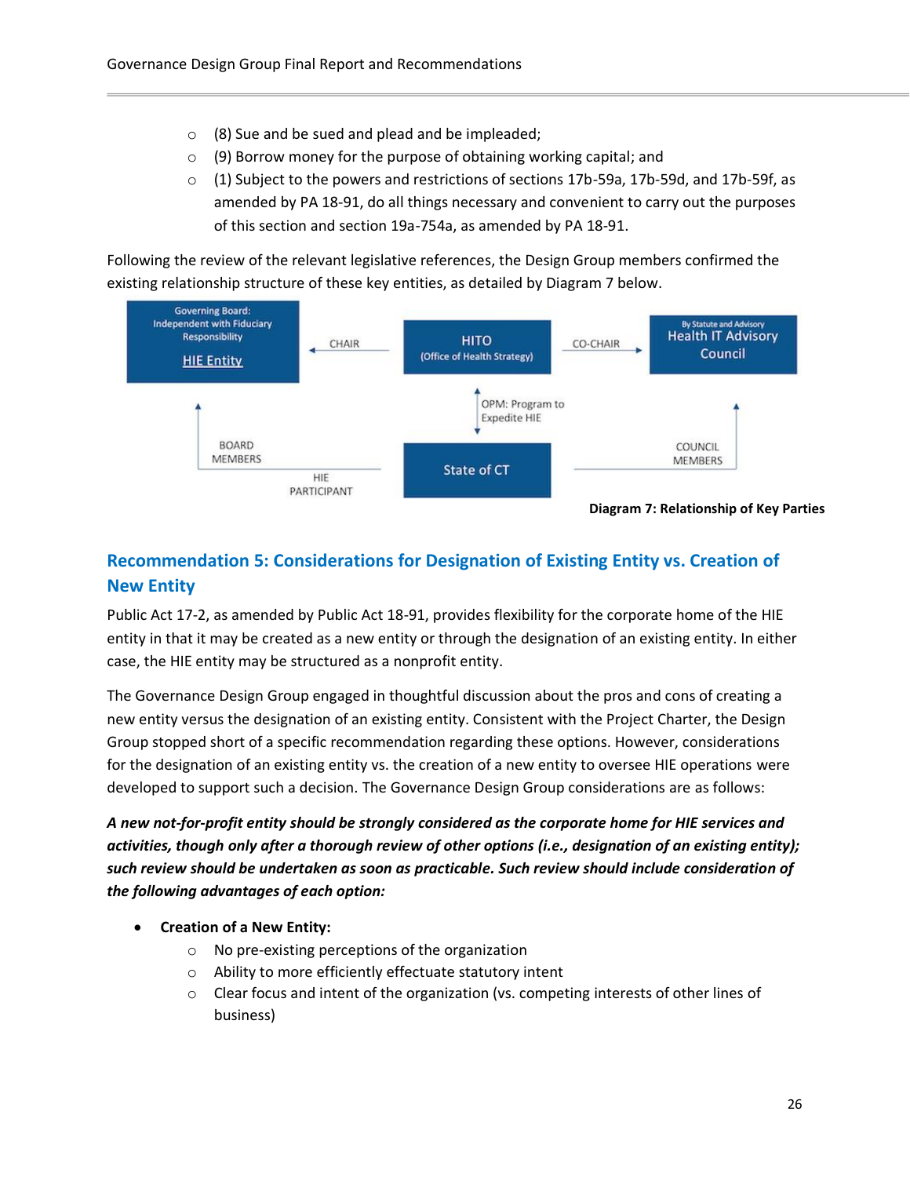- (8) Sue and be sued and plead and be impleaded;
- (9) Borrow money for the purpose of obtaining working capital; and
- (1) Subject to the powers and restrictions of sections 17b-59a, 17b-59d, and 17b-59f, as amended by PA 18-91, do all things necessary and convenient to carry out the purposes of this section and section 19a-754a, as amended by PA 18-91.

Following the review of the relevant legislative references, the Design Group members confirmed the existing relationship structure of these key entities, as detailed by Diagram 7 below.

Governing Board: Independent with Fiduciary Responsibility

HIE Entity

CHAIR

HITO (Office of Health Strategy)

CO-CHAIR

By Statute and Advisory Health IT Advisory Council

OPM: Program to Expedite HIE

BOARD MEMBERS

HIE PARTICIPANT

State of CT

COUNCIL MEMBERS

**Diagram 7: Relationship of Key Parties**

## Recommendation 5: Considerations for Designation of Existing Entity vs. Creation of New Entity

Public Act 17-2, as amended by Public Act 18-91, provides flexibility for the corporate home of the HIE entity in that it may be created as a new entity or through the designation of an existing entity. In either case, the HIE entity may be structured as a nonprofit entity.

The Governance Design Group engaged in thoughtful discussion about the pros and cons of creating a new entity versus the designation of an existing entity. Consistent with the Project Charter, the Design Group stopped short of a specific recommendation regarding these options. However, considerations for the designation of an existing entity vs. the creation of a new entity to oversee HIE operations were developed to support such a decision. The Governance Design Group considerations are as follows:

***A new not-for-profit entity should be strongly considered as the corporate home for HIE services and activities, though only after a thorough review of other options (i.e., designation of an existing entity); such review should be undertaken as soon as practicable. Such review should include consideration of the following advantages of each option:***

- **Creation of a New Entity:**
  - No pre-existing perceptions of the organization
  - Ability to more efficiently effectuate statutory intent
  - Clear focus and intent of the organization (vs. competing interests of other lines of business)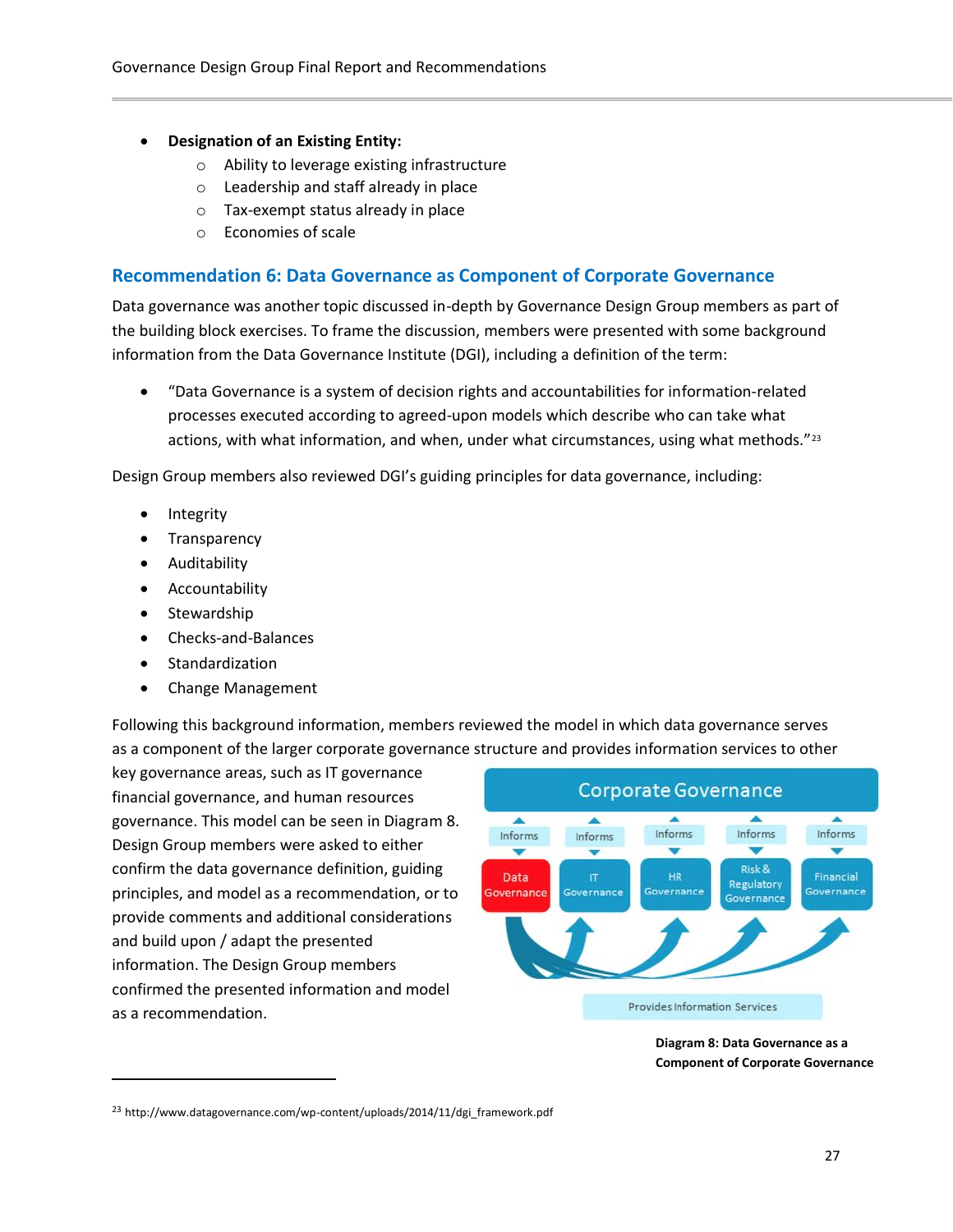- **Designation of an Existing Entity:**
  - Ability to leverage existing infrastructure
  - Leadership and staff already in place
  - Tax-exempt status already in place
  - Economies of scale

## Recommendation 6: Data Governance as Component of Corporate Governance

Data governance was another topic discussed in-depth by Governance Design Group members as part of the building block exercises. To frame the discussion, members were presented with some background information from the Data Governance Institute (DGI), including a definition of the term:

- "Data Governance is a system of decision rights and accountabilities for information-related processes executed according to agreed-upon models which describe who can take what actions, with what information, and when, under what circumstances, using what methods."[23]

Design Group members also reviewed DGI's guiding principles for data governance, including:

- Integrity
- Transparency
- Auditability
- Accountability
- Stewardship
- Checks-and-Balances
- Standardization
- Change Management

Following this background information, members reviewed the model in which data governance serves as a component of the larger corporate governance structure and provides information services to other key governance areas, such as IT governance financial governance, and human resources governance. This model can be seen in Diagram 8. Design Group members were asked to either confirm the data governance definition, guiding principles, and model as a recommendation, or to provide comments and additional considerations and build upon / adapt the presented information. The Design Group members confirmed the presented information and model as a recommendation.

Corporate Governance

Informs | Informs | Informs | Informs | Informs

Data Governance | IT Governance | HR Governance | Risk & Regulatory Governance | Financial Governance

Provides Information Services

**Diagram 8: Data Governance as a Component of Corporate Governance**

[23] http://www.datagovernance.com/wp-content/uploads/2014/11/dgi_framework.pdf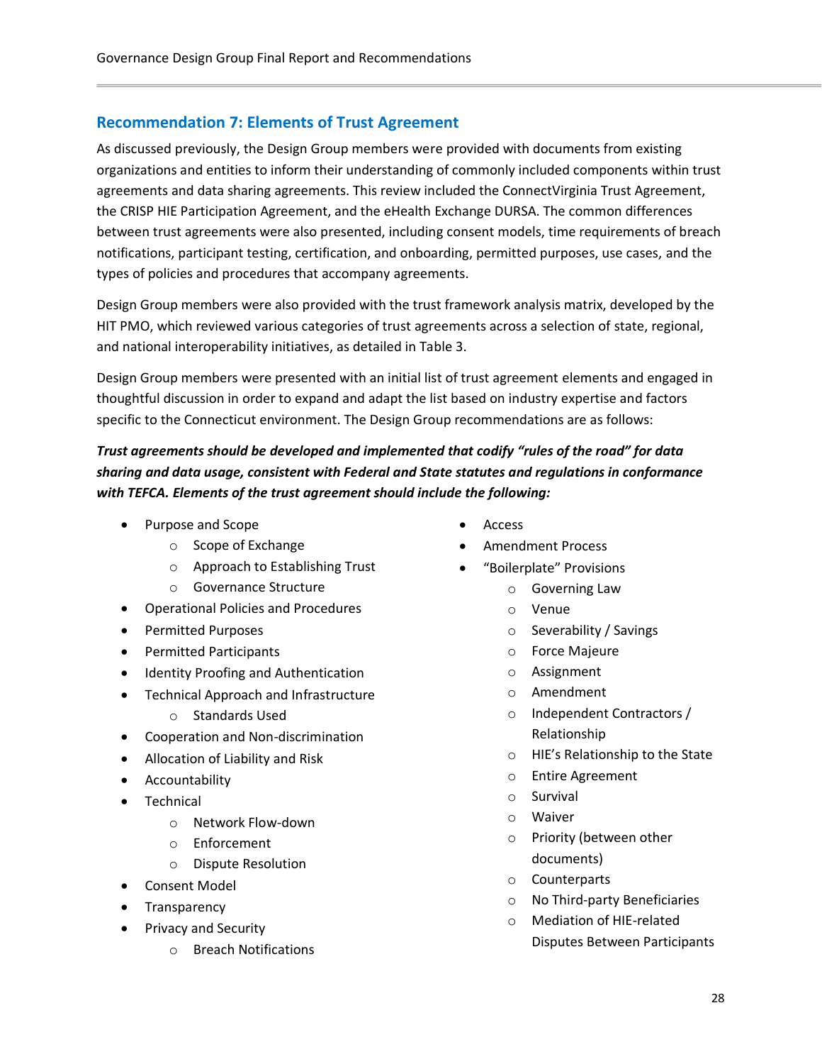## Recommendation 7: Elements of Trust Agreement

As discussed previously, the Design Group members were provided with documents from existing organizations and entities to inform their understanding of commonly included components within trust agreements and data sharing agreements. This review included the ConnectVirginia Trust Agreement, the CRISP HIE Participation Agreement, and the eHealth Exchange DURSA. The common differences between trust agreements were also presented, including consent models, time requirements of breach notifications, participant testing, certification, and onboarding, permitted purposes, use cases, and the types of policies and procedures that accompany agreements.

Design Group members were also provided with the trust framework analysis matrix, developed by the HIT PMO, which reviewed various categories of trust agreements across a selection of state, regional, and national interoperability initiatives, as detailed in Table 3.

Design Group members were presented with an initial list of trust agreement elements and engaged in thoughtful discussion in order to expand and adapt the list based on industry expertise and factors specific to the Connecticut environment. The Design Group recommendations are as follows:

***Trust agreements should be developed and implemented that codify "rules of the road" for data sharing and data usage, consistent with Federal and State statutes and regulations in conformance with TEFCA. Elements of the trust agreement should include the following:***

- Purpose and Scope
  - Scope of Exchange
  - Approach to Establishing Trust
  - Governance Structure
- Operational Policies and Procedures
- Permitted Purposes
- Permitted Participants
- Identity Proofing and Authentication
- Technical Approach and Infrastructure
  - Standards Used
- Cooperation and Non-discrimination
- Allocation of Liability and Risk
- Accountability
- Technical
  - Network Flow-down
  - Enforcement
  - Dispute Resolution
- Consent Model
- Transparency
- Privacy and Security
  - Breach Notifications
- Access
- Amendment Process
- "Boilerplate" Provisions
  - Governing Law
  - Venue
  - Severability / Savings
  - Force Majeure
  - Assignment
  - Amendment
  - Independent Contractors / Relationship
  - HIE's Relationship to the State
  - Entire Agreement
  - Survival
  - Waiver
  - Priority (between other documents)
  - Counterparts
  - No Third-party Beneficiaries
  - Mediation of HIE-related Disputes Between Participants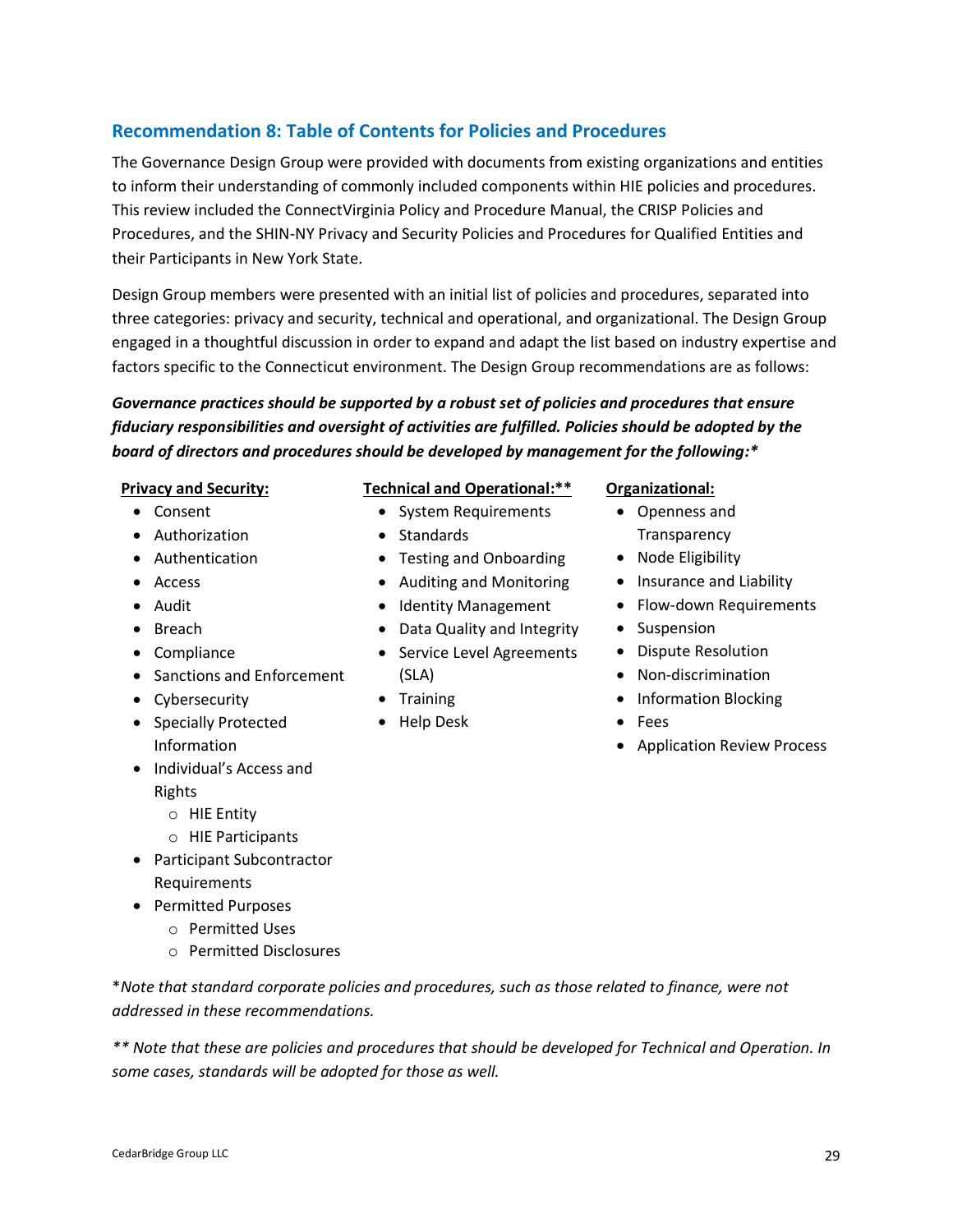## Recommendation 8: Table of Contents for Policies and Procedures

The Governance Design Group were provided with documents from existing organizations and entities to inform their understanding of commonly included components within HIE policies and procedures. This review included the ConnectVirginia Policy and Procedure Manual, the CRISP Policies and Procedures, and the SHIN-NY Privacy and Security Policies and Procedures for Qualified Entities and their Participants in New York State.

Design Group members were presented with an initial list of policies and procedures, separated into three categories: privacy and security, technical and operational, and organizational. The Design Group engaged in a thoughtful discussion in order to expand and adapt the list based on industry expertise and factors specific to the Connecticut environment. The Design Group recommendations are as follows:

***Governance practices should be supported by a robust set of policies and procedures that ensure fiduciary responsibilities and oversight of activities are fulfilled. Policies should be adopted by the board of directors and procedures should be developed by management for the following:****

**Privacy and Security:**

- Consent
- Authorization
- Authentication
- Access
- Audit
- Breach
- Compliance
- Sanctions and Enforcement
- Cybersecurity
- Specially Protected Information
- Individual's Access and Rights
  - HIE Entity
  - HIE Participants
- Participant Subcontractor Requirements
- Permitted Purposes
  - Permitted Uses
  - Permitted Disclosures

**Technical and Operational:****

- System Requirements
- Standards
- Testing and Onboarding
- Auditing and Monitoring
- Identity Management
- Data Quality and Integrity
- Service Level Agreements (SLA)
- Training
- Help Desk

**Organizational:**

- Openness and Transparency
- Node Eligibility
- Insurance and Liability
- Flow-down Requirements
- Suspension
- Dispute Resolution
- Non-discrimination
- Information Blocking
- Fees
- Application Review Process

**Note that standard corporate policies and procedures, such as those related to finance, were not addressed in these recommendations.*

*** Note that these are policies and procedures that should be developed for Technical and Operation. In some cases, standards will be adopted for those as well.*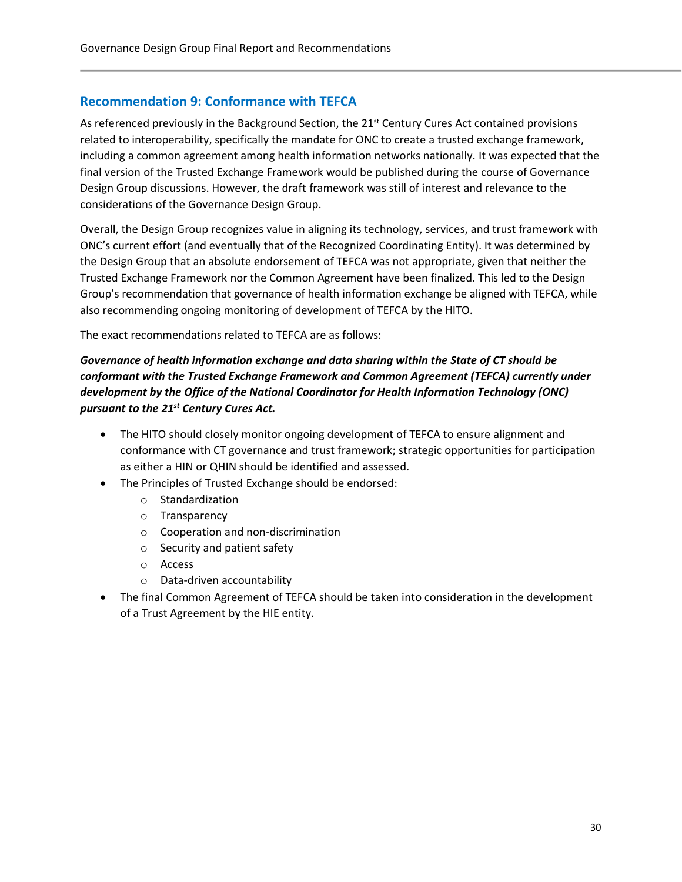## Recommendation 9: Conformance with TEFCA

As referenced previously in the Background Section, the 21st Century Cures Act contained provisions related to interoperability, specifically the mandate for ONC to create a trusted exchange framework, including a common agreement among health information networks nationally. It was expected that the final version of the Trusted Exchange Framework would be published during the course of Governance Design Group discussions. However, the draft framework was still of interest and relevance to the considerations of the Governance Design Group.

Overall, the Design Group recognizes value in aligning its technology, services, and trust framework with ONC's current effort (and eventually that of the Recognized Coordinating Entity). It was determined by the Design Group that an absolute endorsement of TEFCA was not appropriate, given that neither the Trusted Exchange Framework nor the Common Agreement have been finalized. This led to the Design Group's recommendation that governance of health information exchange be aligned with TEFCA, while also recommending ongoing monitoring of development of TEFCA by the HITO.

The exact recommendations related to TEFCA are as follows:

***Governance of health information exchange and data sharing within the State of CT should be conformant with the Trusted Exchange Framework and Common Agreement (TEFCA) currently under development by the Office of the National Coordinator for Health Information Technology (ONC) pursuant to the 21st Century Cures Act.***

- The HITO should closely monitor ongoing development of TEFCA to ensure alignment and conformance with CT governance and trust framework; strategic opportunities for participation as either a HIN or QHIN should be identified and assessed.
- The Principles of Trusted Exchange should be endorsed:
    - Standardization
    - Transparency
    - Cooperation and non-discrimination
    - Security and patient safety
    - Access
    - Data-driven accountability
- The final Common Agreement of TEFCA should be taken into consideration in the development of a Trust Agreement by the HIE entity.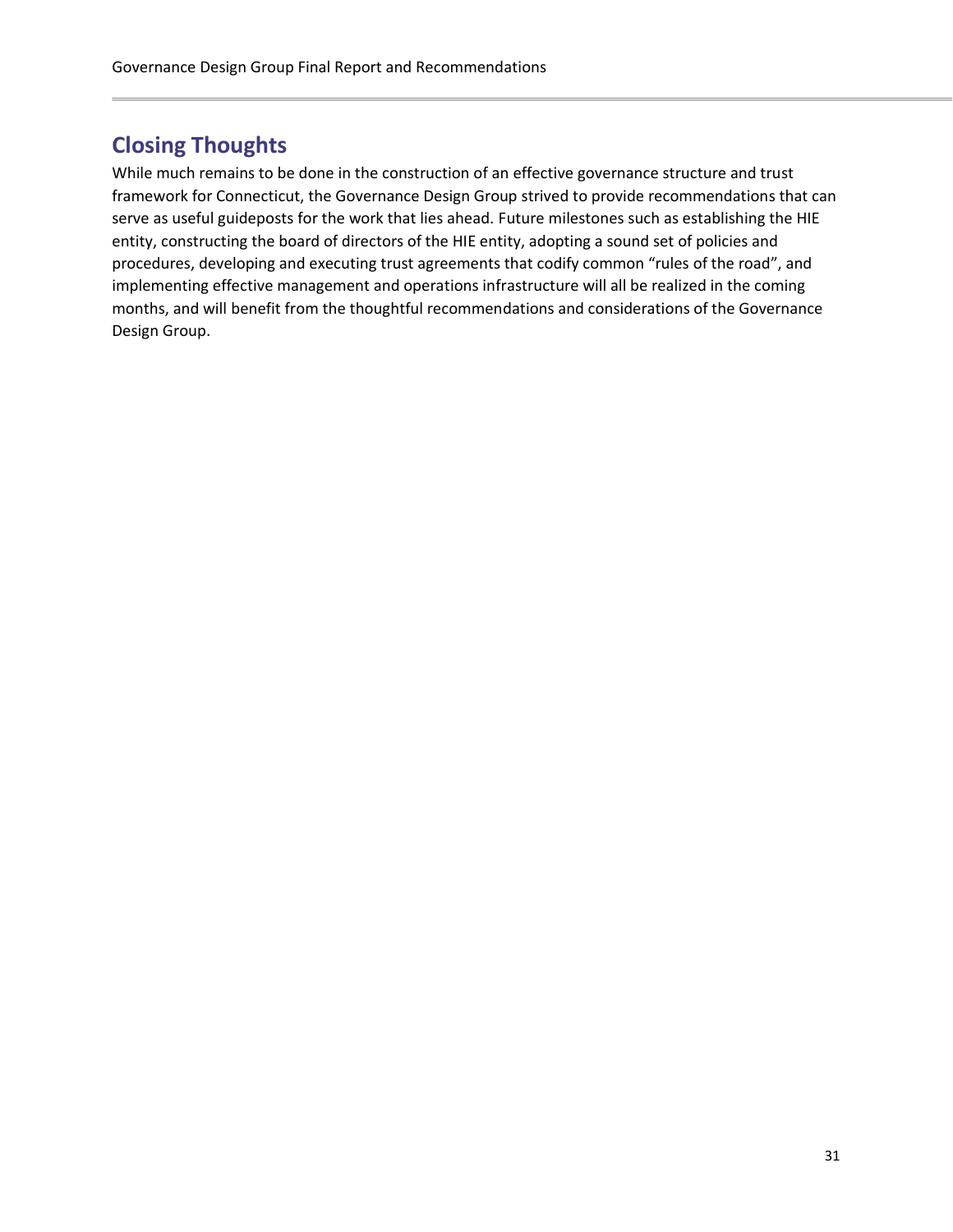## Closing Thoughts

While much remains to be done in the construction of an effective governance structure and trust framework for Connecticut, the Governance Design Group strived to provide recommendations that can serve as useful guideposts for the work that lies ahead. Future milestones such as establishing the HIE entity, constructing the board of directors of the HIE entity, adopting a sound set of policies and procedures, developing and executing trust agreements that codify common "rules of the road", and implementing effective management and operations infrastructure will all be realized in the coming months, and will benefit from the thoughtful recommendations and considerations of the Governance Design Group.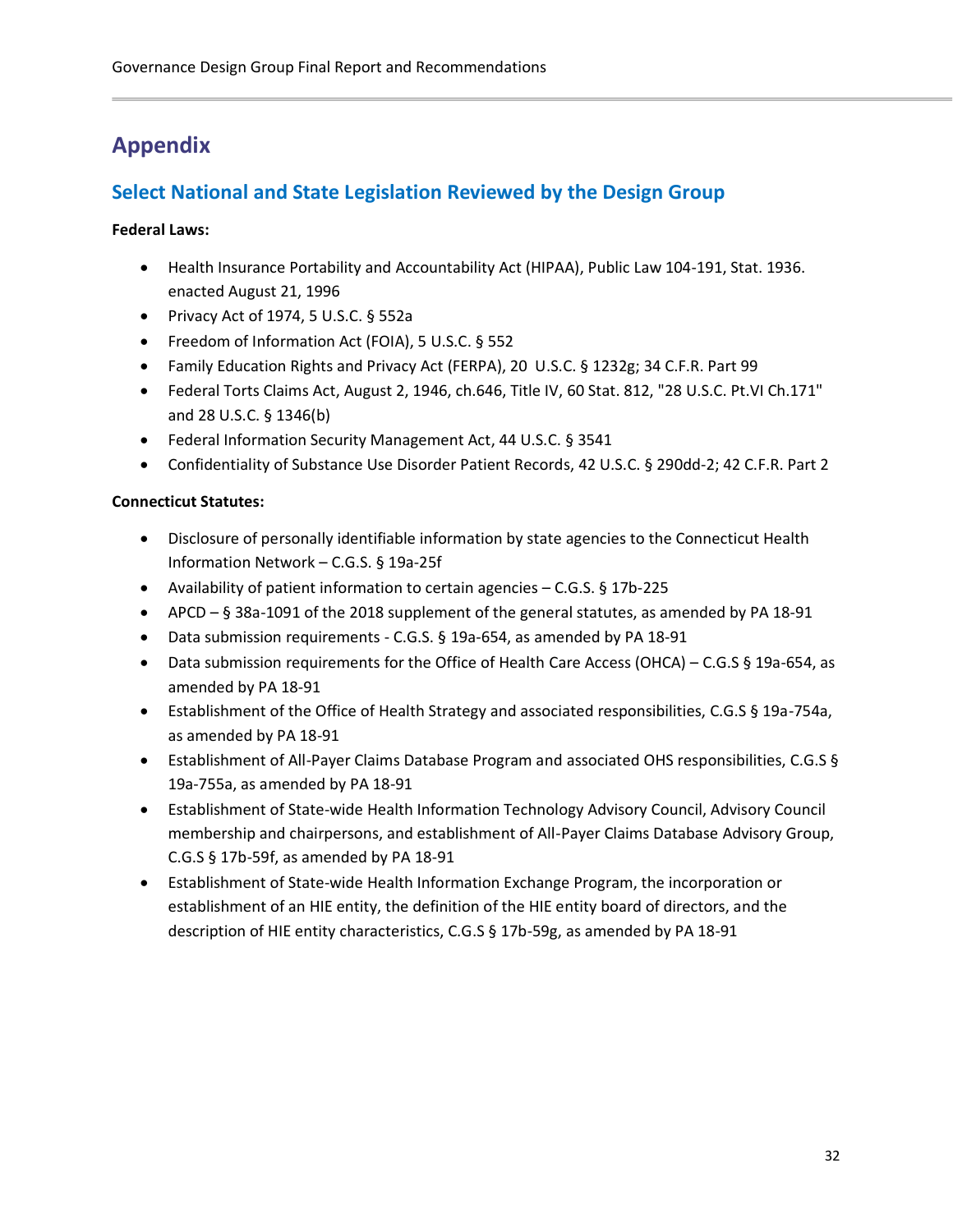# Appendix

## Select National and State Legislation Reviewed by the Design Group

**Federal Laws:**

- Health Insurance Portability and Accountability Act (HIPAA), Public Law 104-191, Stat. 1936. enacted August 21, 1996
- Privacy Act of 1974, 5 U.S.C. § 552a
- Freedom of Information Act (FOIA), 5 U.S.C. § 552
- Family Education Rights and Privacy Act (FERPA), 20 U.S.C. § 1232g; 34 C.F.R. Part 99
- Federal Torts Claims Act, August 2, 1946, ch.646, Title IV, 60 Stat. 812, "28 U.S.C. Pt.VI Ch.171" and 28 U.S.C. § 1346(b)
- Federal Information Security Management Act, 44 U.S.C. § 3541
- Confidentiality of Substance Use Disorder Patient Records, 42 U.S.C. § 290dd-2; 42 C.F.R. Part 2

**Connecticut Statutes:**

- Disclosure of personally identifiable information by state agencies to the Connecticut Health Information Network – C.G.S. § 19a-25f
- Availability of patient information to certain agencies – C.G.S. § 17b-225
- APCD – § 38a-1091 of the 2018 supplement of the general statutes, as amended by PA 18-91
- Data submission requirements - C.G.S. § 19a-654, as amended by PA 18-91
- Data submission requirements for the Office of Health Care Access (OHCA) – C.G.S § 19a-654, as amended by PA 18-91
- Establishment of the Office of Health Strategy and associated responsibilities, C.G.S § 19a-754a, as amended by PA 18-91
- Establishment of All-Payer Claims Database Program and associated OHS responsibilities, C.G.S § 19a-755a, as amended by PA 18-91
- Establishment of State-wide Health Information Technology Advisory Council, Advisory Council membership and chairpersons, and establishment of All-Payer Claims Database Advisory Group, C.G.S § 17b-59f, as amended by PA 18-91
- Establishment of State-wide Health Information Exchange Program, the incorporation or establishment of an HIE entity, the definition of the HIE entity board of directors, and the description of HIE entity characteristics, C.G.S § 17b-59g, as amended by PA 18-91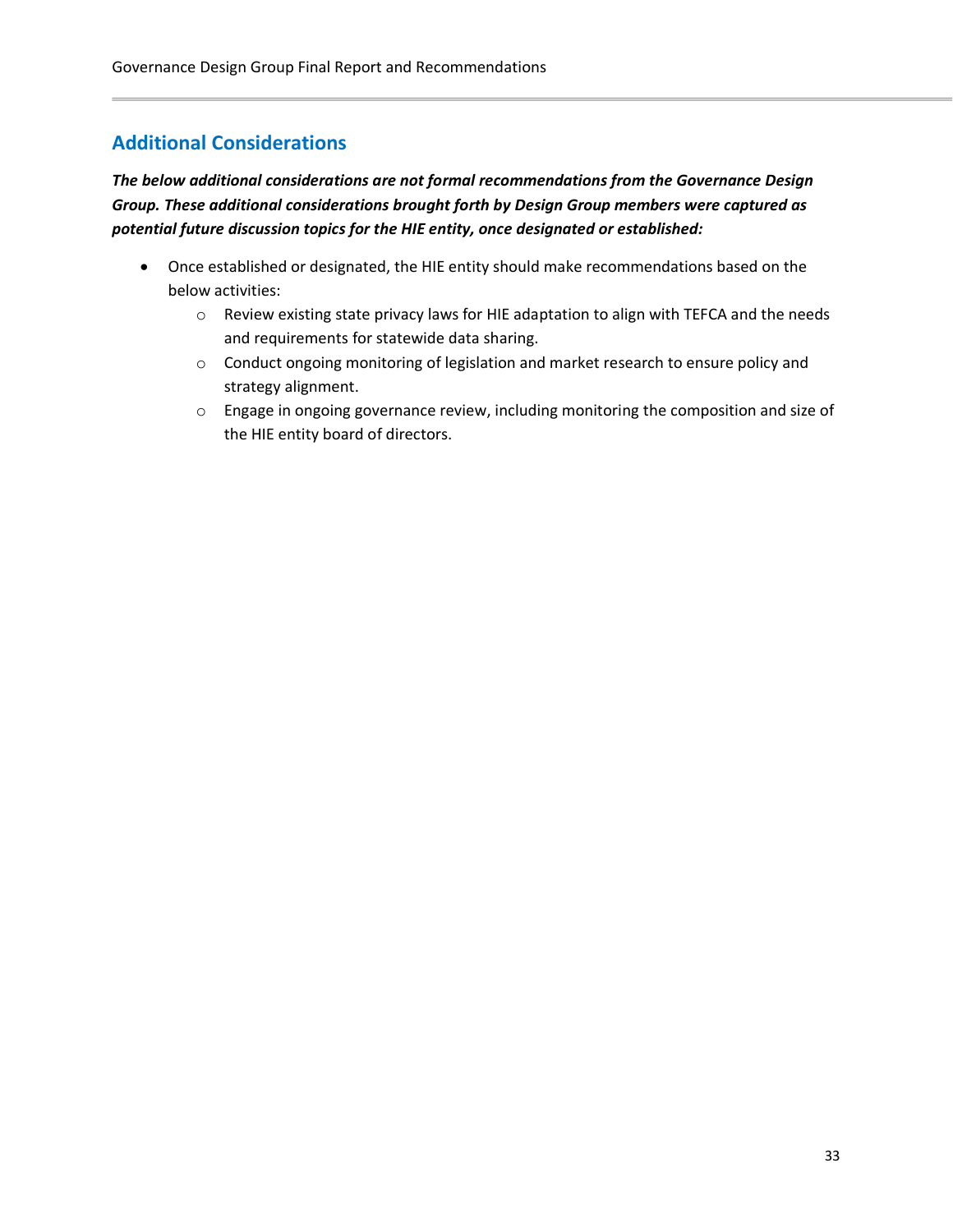## Additional Considerations

***The below additional considerations are not formal recommendations from the Governance Design Group. These additional considerations brought forth by Design Group members were captured as potential future discussion topics for the HIE entity, once designated or established:***

- Once established or designated, the HIE entity should make recommendations based on the below activities:
    - Review existing state privacy laws for HIE adaptation to align with TEFCA and the needs and requirements for statewide data sharing.
    - Conduct ongoing monitoring of legislation and market research to ensure policy and strategy alignment.
    - Engage in ongoing governance review, including monitoring the composition and size of the HIE entity board of directors.